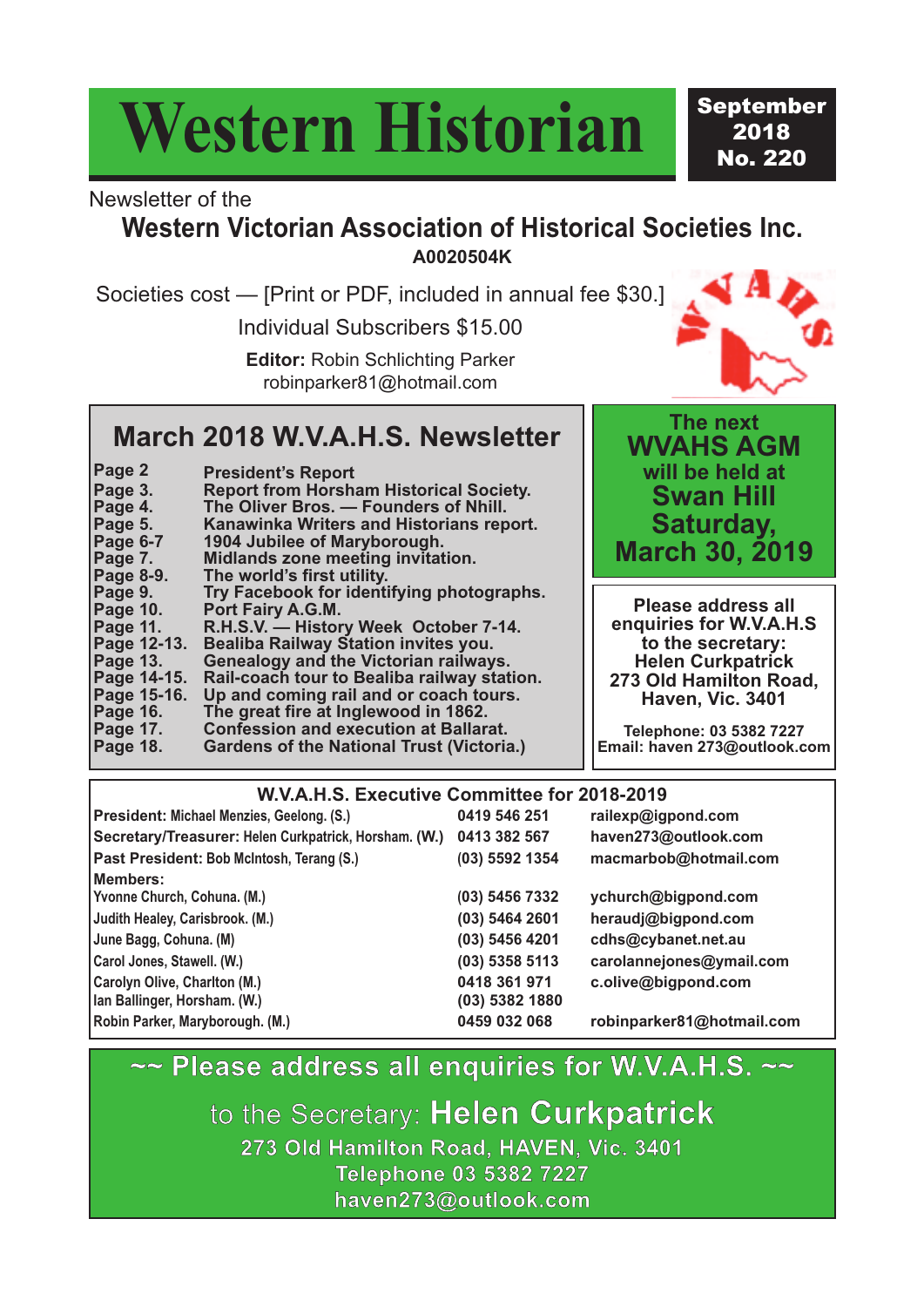# Western Historian

**September 2018**
**No. 220**

Newsletter of the

## Western Victorian Association of Historical Societies Inc.

**A0020504K**

Societies cost — [Print or PDF, included in annual fee $30.]

Individual Subscribers $15.00

**Editor:** Robin Schlichting Parker
robinparker81@hotmail.com

## March 2018 W.V.A.H.S. Newsletter

| | |
|---|---|
| Page 2 | President's Report |
| Page 3. | Report from Horsham Historical Society. |
| Page 4. | The Oliver Bros. — Founders of Nhill. |
| Page 5. | Kanawinka Writers and Historians report. |
| Page 6-7 | 1904 Jubilee of Maryborough. |
| Page 7. | Midlands zone meeting invitation. |
| Page 8-9. | The world's first utility. |
| Page 9. | Try Facebook for identifying photographs. |
| Page 10. | Port Fairy A.G.M. |
| Page 11. | R.H.S.V. — History Week October 7-14. |
| Page 12-13. | Bealiba Railway Station invites you. |
| Page 13. | Genealogy and the Victorian railways. |
| Page 14-15. | Rail-coach tour to Bealiba railway station. |
| Page 15-16. | Up and coming rail and or coach tours. |
| Page 16. | The great fire at Inglewood in 1862. |
| Page 17. | Confession and execution at Ballarat. |
| Page 18. | Gardens of the National Trust (Victoria.) |

**The next WVAHS AGM will be held at Swan Hill Saturday, March 30, 2019**

**Please address all enquiries for W.V.A.H.S to the secretary:**
**Helen Curkpatrick**
**273 Old Hamilton Road, Haven, Vic. 3401**

Telephone: 03 5382 7227
Email: haven 273@outlook.com

## W.V.A.H.S. Executive Committee for 2018-2019

| | | |
|---|---|---|
| **President:** Michael Menzies, Geelong. (S.) | 0419 546 251 | railexp@igpond.com |
| **Secretary/Treasurer:** Helen Curkpatrick, Horsham. (W.) | 0413 382 567 | haven273@outlook.com |
| **Past President:** Bob McIntosh, Terang (S.) | (03) 5592 1354 | macmarbob@hotmail.com |
| **Members:** | | |
| Yvonne Church, Cohuna. (M.) | (03) 5456 7332 | ychurch@bigpond.com |
| Judith Healey, Carisbrook. (M.) | (03) 5464 2601 | heraudj@bigpond.com |
| June Bagg, Cohuna. (M) | (03) 5456 4201 | cdhs@cybanet.net.au |
| Carol Jones, Stawell. (W.) | (03) 5358 5113 | carolannejones@ymail.com |
| Carolyn Olive, Charlton (M.) | 0418 361 971 | c.olive@bigpond.com |
| Ian Ballinger, Horsham. (W.) | (03) 5382 1880 | |
| Robin Parker, Maryborough. (M.) | 0459 032 068 | robinparker81@hotmail.com |

**~~ Please address all enquiries for W.V.A.H.S. ~~**

to the Secretary: **Helen Curkpatrick**
273 Old Hamilton Road, HAVEN, Vic. 3401
Telephone 03 5382 7227
haven273@outlook.com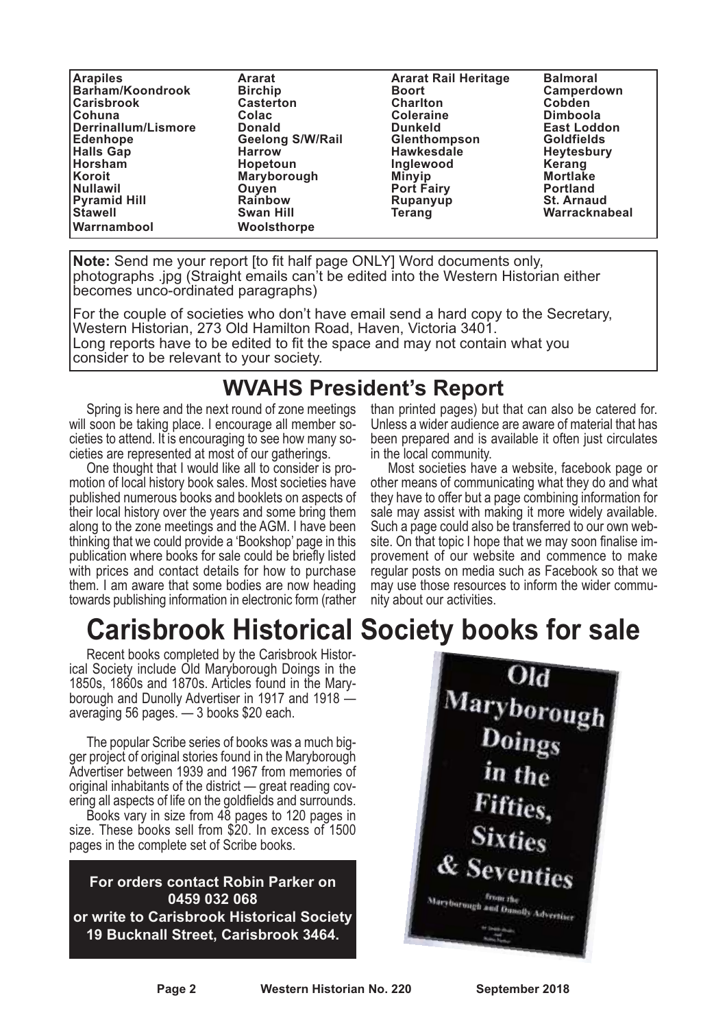| | | | |
|---|---|---|---|
| **Arapiles** | **Ararat** | **Ararat Rail Heritage** | **Balmoral** |
| **Barham/Koondrook** | **Birchip** | **Boort** | **Camperdown** |
| **Carisbrook** | **Casterton** | **Charlton** | **Cobden** |
| **Cohuna** | **Colac** | **Coleraine** | **Dimboola** |
| **Derrinallum/Lismore** | **Donald** | **Dunkeld** | **East Loddon** |
| **Edenhope** | **Geelong S/W/Rail** | **Glenthompson** | **Goldfields** |
| **Halls Gap** | **Harrow** | **Hawkesdale** | **Heytesbury** |
| **Horsham** | **Hopetoun** | **Inglewood** | **Kerang** |
| **Koroit** | **Maryborough** | **Minyip** | **Mortlake** |
| **Nullawil** | **Ouyen** | **Port Fairy** | **Portland** |
| **Pyramid Hill** | **Rainbow** | **Rupanyup** | **St. Arnaud** |
| **Stawell** | **Swan Hill** | **Terang** | **Warracknabeal** |
| **Warrnambool** | **Woolsthorpe** | | |

**Note:** Send me your report [to fit half page ONLY] Word documents only, photographs .jpg (Straight emails can't be edited into the Western Historian either becomes unco-ordinated paragraphs)

For the couple of societies who don't have email send a hard copy to the Secretary, Western Historian, 273 Old Hamilton Road, Haven, Victoria 3401.
Long reports have to be edited to fit the space and may not contain what you consider to be relevant to your society.

## WVAHS President's Report

Spring is here and the next round of zone meetings will soon be taking place. I encourage all member societies to attend. It is encouraging to see how many societies are represented at most of our gatherings.

One thought that I would like all to consider is promotion of local history book sales. Most societies have published numerous books and booklets on aspects of their local history over the years and some bring them along to the zone meetings and the AGM. I have been thinking that we could provide a 'Bookshop' page in this publication where books for sale could be briefly listed with prices and contact details for how to purchase them. I am aware that some bodies are now heading towards publishing information in electronic form (rather than printed pages) but that can also be catered for. Unless a wider audience are aware of material that has been prepared and is available it often just circulates in the local community.

Most societies have a website, facebook page or other means of communicating what they do and what they have to offer but a page combining information for sale may assist with making it more widely available. Such a page could also be transferred to our own website. On that topic I hope that we may soon finalise improvement of our website and commence to make regular posts on media such as Facebook so that we may use those resources to inform the wider community about our activities.

# Carisbrook Historical Society books for sale

Recent books completed by the Carisbrook Historical Society include Old Maryborough Doings in the 1850s, 1860s and 1870s. Articles found in the Maryborough and Dunolly Advertiser in 1917 and 1918 — averaging 56 pages. — 3 books $20 each.

The popular Scribe series of books was a much bigger project of original stories found in the Maryborough Advertiser between 1939 and 1967 from memories of original inhabitants of the district — great reading covering all aspects of life on the goldfields and surrounds.

Books vary in size from 48 pages to 120 pages in size. These books sell from $20. In excess of 1500 pages in the complete set of Scribe books.

**For orders contact Robin Parker on 0459 032 068**
**or write to Carisbrook Historical Society 19 Bucknall Street, Carisbrook 3464.**

Old Maryborough Doings in the Fifties, Sixties & Seventies

from the Maryborough and Dunolly Advertiser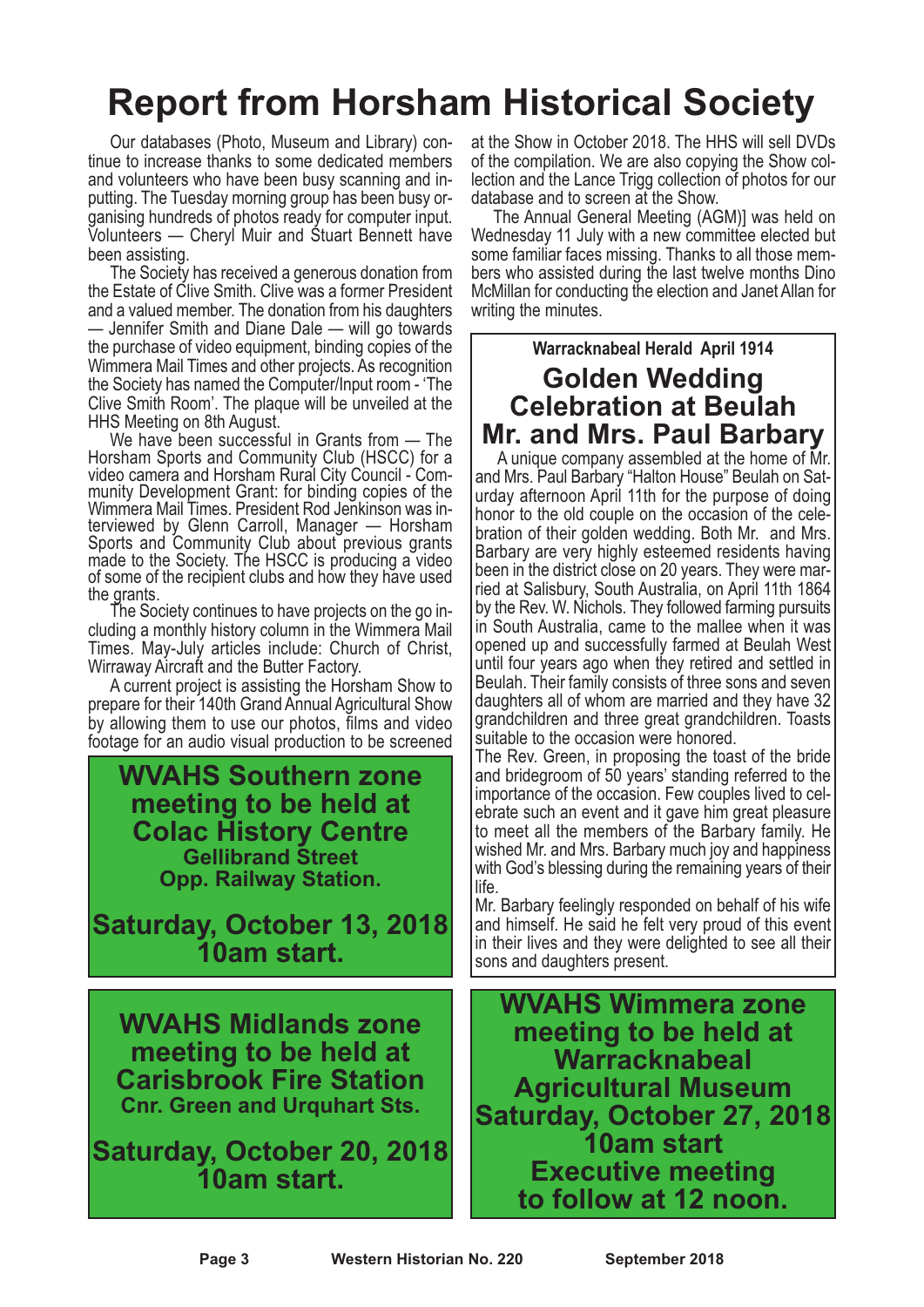# Report from Horsham Historical Society

Our databases (Photo, Museum and Library) continue to increase thanks to some dedicated members and volunteers who have been busy scanning and inputting. The Tuesday morning group has been busy organising hundreds of photos ready for computer input. Volunteers — Cheryl Muir and Stuart Bennett have been assisting.

The Society has received a generous donation from the Estate of Clive Smith. Clive was a former President and a valued member. The donation from his daughters — Jennifer Smith and Diane Dale — will go towards the purchase of video equipment, binding copies of the Wimmera Mail Times and other projects. As recognition the Society has named the Computer/Input room - 'The Clive Smith Room'. The plaque will be unveiled at the HHS Meeting on 8th August.

We have been successful in Grants from — The Horsham Sports and Community Club (HSCC) for a video camera and Horsham Rural City Council - Community Development Grant: for binding copies of the Wimmera Mail Times. President Rod Jenkinson was interviewed by Glenn Carroll, Manager — Horsham Sports and Community Club about previous grants made to the Society. The HSCC is producing a video of some of the recipient clubs and how they have used the grants.

The Society continues to have projects on the go including a monthly history column in the Wimmera Mail Times. May-July articles include: Church of Christ, Wirraway Aircraft and the Butter Factory.

A current project is assisting the Horsham Show to prepare for their 140th Grand Annual Agricultural Show by allowing them to use our photos, films and video footage for an audio visual production to be screened at the Show in October 2018. The HHS will sell DVDs of the compilation. We are also copying the Show collection and the Lance Trigg collection of photos for our database and to screen at the Show.

The Annual General Meeting (AGM)] was held on Wednesday 11 July with a new committee elected but some familiar faces missing. Thanks to all those members who assisted during the last twelve months Dino McMillan for conducting the election and Janet Allan for writing the minutes.

---

**Warracknabeal Herald April 1914**

## Golden Wedding Celebration at Beulah Mr. and Mrs. Paul Barbary

A unique company assembled at the home of Mr. and Mrs. Paul Barbary "Halton House" Beulah on Saturday afternoon April 11th for the purpose of doing honor to the old couple on the occasion of the celebration of their golden wedding. Both Mr. and Mrs. Barbary are very highly esteemed residents having been in the district close on 20 years. They were married at Salisbury, South Australia, on April 11th 1864 by the Rev. W. Nichols. They followed farming pursuits in South Australia, came to the mallee when it was opened up and successfully farmed at Beulah West until four years ago when they retired and settled in Beulah. Their family consists of three sons and seven daughters all of whom are married and they have 32 grandchildren and three great grandchildren. Toasts suitable to the occasion were honored.

The Rev. Green, in proposing the toast of the bride and bridegroom of 50 years' standing referred to the importance of the occasion. Few couples lived to celebrate such an event and it gave him great pleasure to meet all the members of the Barbary family. He wished Mr. and Mrs. Barbary much joy and happiness with God's blessing during the remaining years of their life.

Mr. Barbary feelingly responded on behalf of his wife and himself. He said he felt very proud of this event in their lives and they were delighted to see all their sons and daughters present.

---

**WVAHS Southern zone meeting to be held at Colac History Centre**
**Gellibrand Street**
**Opp. Railway Station.**

**Saturday, October 13, 2018**
**10am start.**

---

**WVAHS Midlands zone meeting to be held at Carisbrook Fire Station**
**Cnr. Green and Urquhart Sts.**

**Saturday, October 20, 2018**
**10am start.**

---

**WVAHS Wimmera zone meeting to be held at Warracknabeal Agricultural Museum**
**Saturday, October 27, 2018**
**10am start**
**Executive meeting to follow at 12 noon.**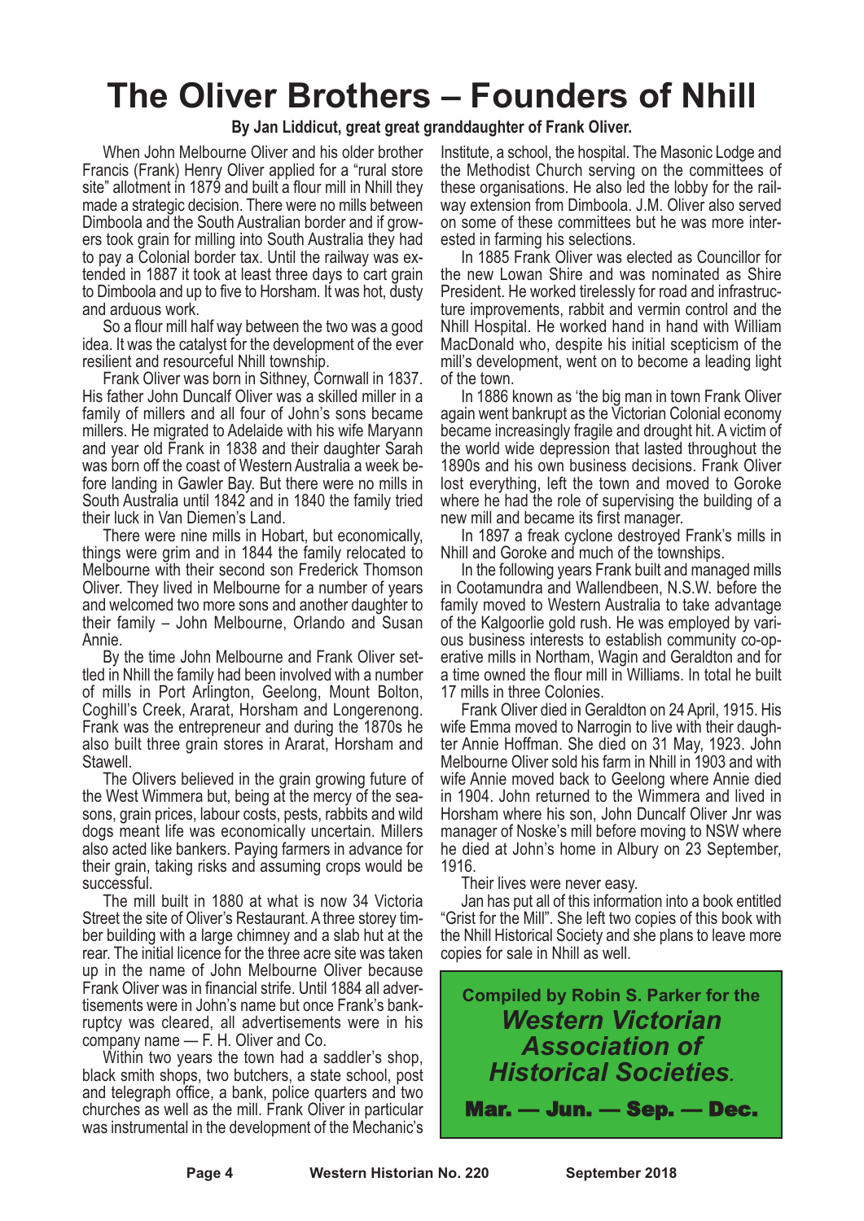# The Oliver Brothers – Founders of Nhill

**By Jan Liddicut, great great granddaughter of Frank Oliver.**

When John Melbourne Oliver and his older brother Francis (Frank) Henry Oliver applied for a "rural store site" allotment in 1879 and built a flour mill in Nhill they made a strategic decision. There were no mills between Dimboola and the South Australian border and if growers took grain for milling into South Australia they had to pay a Colonial border tax. Until the railway was extended in 1887 it took at least three days to cart grain to Dimboola and up to five to Horsham. It was hot, dusty and arduous work.

So a flour mill half way between the two was a good idea. It was the catalyst for the development of the ever resilient and resourceful Nhill township.

Frank Oliver was born in Sithney, Cornwall in 1837. His father John Duncalf Oliver was a skilled miller in a family of millers and all four of John's sons became millers. He migrated to Adelaide with his wife Maryann and year old Frank in 1838 and their daughter Sarah was born off the coast of Western Australia a week before landing in Gawler Bay. But there were no mills in South Australia until 1842 and in 1840 the family tried their luck in Van Diemen's Land.

There were nine mills in Hobart, but economically, things were grim and in 1844 the family relocated to Melbourne with their second son Frederick Thomson Oliver. They lived in Melbourne for a number of years and welcomed two more sons and another daughter to their family – John Melbourne, Orlando and Susan Annie.

By the time John Melbourne and Frank Oliver settled in Nhill the family had been involved with a number of mills in Port Arlington, Geelong, Mount Bolton, Coghill's Creek, Ararat, Horsham and Longerenong. Frank was the entrepreneur and during the 1870s he also built three grain stores in Ararat, Horsham and Stawell.

The Olivers believed in the grain growing future of the West Wimmera but, being at the mercy of the seasons, grain prices, labour costs, pests, rabbits and wild dogs meant life was economically uncertain. Millers also acted like bankers. Paying farmers in advance for their grain, taking risks and assuming crops would be successful.

The mill built in 1880 at what is now 34 Victoria Street the site of Oliver's Restaurant. A three storey timber building with a large chimney and a slab hut at the rear. The initial licence for the three acre site was taken up in the name of John Melbourne Oliver because Frank Oliver was in financial strife. Until 1884 all advertisements were in John's name but once Frank's bankruptcy was cleared, all advertisements were in his company name — F. H. Oliver and Co.

Within two years the town had a saddler's shop, black smith shops, two butchers, a state school, post and telegraph office, a bank, police quarters and two churches as well as the mill. Frank Oliver in particular was instrumental in the development of the Mechanic's Institute, a school, the hospital. The Masonic Lodge and the Methodist Church serving on the committees of these organisations. He also led the lobby for the railway extension from Dimboola. J.M. Oliver also served on some of these committees but he was more interested in farming his selections.

In 1885 Frank Oliver was elected as Councillor for the new Lowan Shire and was nominated as Shire President. He worked tirelessly for road and infrastructure improvements, rabbit and vermin control and the Nhill Hospital. He worked hand in hand with William MacDonald who, despite his initial scepticism of the mill's development, went on to become a leading light of the town.

In 1886 known as 'the big man in town Frank Oliver again went bankrupt as the Victorian Colonial economy became increasingly fragile and drought hit. A victim of the world wide depression that lasted throughout the 1890s and his own business decisions. Frank Oliver lost everything, left the town and moved to Goroke where he had the role of supervising the building of a new mill and became its first manager.

In 1897 a freak cyclone destroyed Frank's mills in Nhill and Goroke and much of the townships.

In the following years Frank built and managed mills in Cootamundra and Wallendbeen, N.S.W. before the family moved to Western Australia to take advantage of the Kalgoorlie gold rush. He was employed by various business interests to establish community co-operative mills in Northam, Wagin and Geraldton and for a time owned the flour mill in Williams. In total he built 17 mills in three Colonies.

Frank Oliver died in Geraldton on 24 April, 1915. His wife Emma moved to Narrogin to live with their daughter Annie Hoffman. She died on 31 May, 1923. John Melbourne Oliver sold his farm in Nhill in 1903 and with wife Annie moved back to Geelong where Annie died in 1904. John returned to the Wimmera and lived in Horsham where his son, John Duncalf Oliver Jnr was manager of Noske's mill before moving to NSW where he died at John's home in Albury on 23 September, 1916.

Their lives were never easy.

Jan has put all of this information into a book entitled "Grist for the Mill". She left two copies of this book with the Nhill Historical Society and she plans to leave more copies for sale in Nhill as well.

**Compiled by Robin S. Parker for the**
***Western Victorian Association of Historical Societies.***
**Mar. — Jun. — Sep. — Dec.**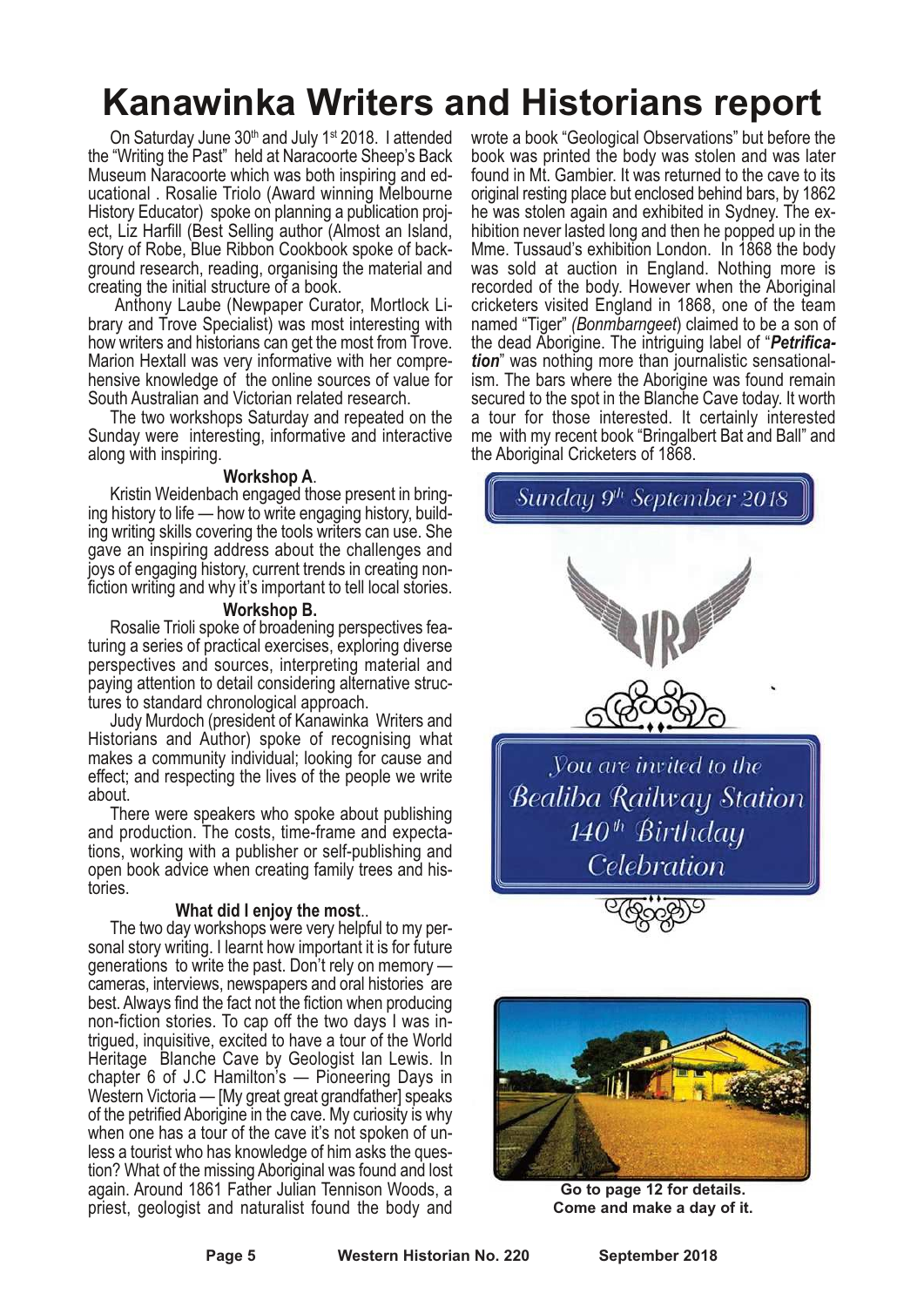# Kanawinka Writers and Historians report

On Saturday June 30th and July 1st 2018. I attended the "Writing the Past" held at Naracoorte Sheep's Back Museum Naracoorte which was both inspiring and educational . Rosalie Triolo (Award winning Melbourne History Educator) spoke on planning a publication project, Liz Harfill (Best Selling author (Almost an Island, Story of Robe, Blue Ribbon Cookbook spoke of background research, reading, organising the material and creating the initial structure of a book.

Anthony Laube (Newpaper Curator, Mortlock Library and Trove Specialist) was most interesting with how writers and historians can get the most from Trove. Marion Hextall was very informative with her comprehensive knowledge of the online sources of value for South Australian and Victorian related research.

The two workshops Saturday and repeated on the Sunday were interesting, informative and interactive along with inspiring.

**Workshop A**.

Kristin Weidenbach engaged those present in bringing history to life — how to write engaging history, building writing skills covering the tools writers can use. She gave an inspiring address about the challenges and joys of engaging history, current trends in creating nonfiction writing and why it's important to tell local stories.

**Workshop B.**

Rosalie Trioli spoke of broadening perspectives featuring a series of practical exercises, exploring diverse perspectives and sources, interpreting material and paying attention to detail considering alternative structures to standard chronological approach.

Judy Murdoch (president of Kanawinka Writers and Historians and Author) spoke of recognising what makes a community individual; looking for cause and effect; and respecting the lives of the people we write about.

There were speakers who spoke about publishing and production. The costs, time-frame and expectations, working with a publisher or self-publishing and open book advice when creating family trees and histories.

**What did I enjoy the most**..

The two day workshops were very helpful to my personal story writing. I learnt how important it is for future generations to write the past. Don't rely on memory — cameras, interviews, newspapers and oral histories are best. Always find the fact not the fiction when producing non-fiction stories. To cap off the two days I was intrigued, inquisitive, excited to have a tour of the World Heritage Blanche Cave by Geologist Ian Lewis. In chapter 6 of J.C Hamilton's — Pioneering Days in Western Victoria — [My great great grandfather] speaks of the petrified Aborigine in the cave. My curiosity is why when one has a tour of the cave it's not spoken of unless a tourist who has knowledge of him asks the question? What of the missing Aboriginal was found and lost again. Around 1861 Father Julian Tennison Woods, a priest, geologist and naturalist found the body and wrote a book "Geological Observations" but before the book was printed the body was stolen and was later found in Mt. Gambier. It was returned to the cave to its original resting place but enclosed behind bars, by 1862 he was stolen again and exhibited in Sydney. The exhibition never lasted long and then he popped up in the Mme. Tussaud's exhibition London. In 1868 the body was sold at auction in England. Nothing more is recorded of the body. However when the Aboriginal cricketers visited England in 1868, one of the team named "Tiger" (*Bonmbarngeet*) claimed to be a son of the dead Aborigine. The intriguing label of "***Petrification***" was nothing more than journalistic sensationalism. The bars where the Aborigine was found remain secured to the spot in the Blanche Cave today. It worth a tour for those interested. It certainly interested me with my recent book "Bringalbert Bat and Ball" and the Aboriginal Cricketers of 1868.

Sunday 9th September 2018

VR

You are invited to the Bealiba Railway Station 140th Birthday Celebration

**Go to page 12 for details.**
**Come and make a day of it.**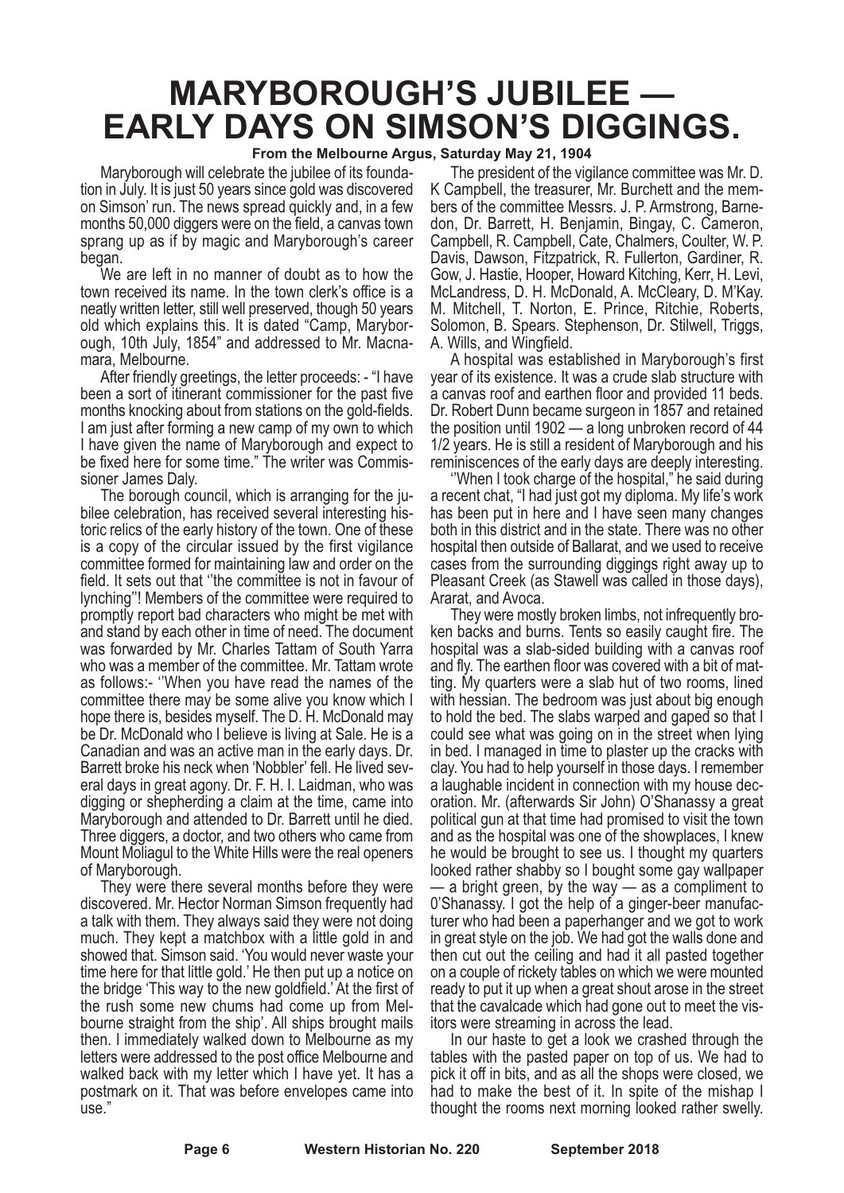# MARYBOROUGH'S JUBILEE — EARLY DAYS ON SIMSON'S DIGGINGS.

**From the Melbourne Argus, Saturday May 21, 1904**

Maryborough will celebrate the jubilee of its foundation in July. It is just 50 years since gold was discovered on Simson' run. The news spread quickly and, in a few months 50,000 diggers were on the field, a canvas town sprang up as if by magic and Maryborough's career began.

We are left in no manner of doubt as to how the town received its name. In the town clerk's office is a neatly written letter, still well preserved, though 50 years old which explains this. It is dated "Camp, Maryborough, 10th July, 1854" and addressed to Mr. Macnamara, Melbourne.

After friendly greetings, the letter proceeds: - "I have been a sort of itinerant commissioner for the past five months knocking about from stations on the gold-fields. I am just after forming a new camp of my own to which I have given the name of Maryborough and expect to be fixed here for some time." The writer was Commissioner James Daly.

The borough council, which is arranging for the jubilee celebration, has received several interesting historic relics of the early history of the town. One of these is a copy of the circular issued by the first vigilance committee formed for maintaining law and order on the field. It sets out that ''the committee is not in favour of lynching''! Members of the committee were required to promptly report bad characters who might be met with and stand by each other in time of need. The document was forwarded by Mr. Charles Tattam of South Yarra who was a member of the committee. Mr. Tattam wrote as follows:- ''When you have read the names of the committee there may be some alive you know which I hope there is, besides myself. The D. H. McDonald may be Dr. McDonald who I believe is living at Sale. He is a Canadian and was an active man in the early days. Dr. Barrett broke his neck when 'Nobbler' fell. He lived several days in great agony. Dr. F. H. I. Laidman, who was digging or shepherding a claim at the time, came into Maryborough and attended to Dr. Barrett until he died. Three diggers, a doctor, and two others who came from Mount Moliagul to the White Hills were the real openers of Maryborough.

They were there several months before they were discovered. Mr. Hector Norman Simson frequently had a talk with them. They always said they were not doing much. They kept a matchbox with a little gold in and showed that. Simson said. 'You would never waste your time here for that little gold.' He then put up a notice on the bridge 'This way to the new goldfield.' At the first of the rush some new chums had come up from Melbourne straight from the ship'. All ships brought mails then. I immediately walked down to Melbourne as my letters were addressed to the post office Melbourne and walked back with my letter which I have yet. It has a postmark on it. That was before envelopes came into use."

The president of the vigilance committee was Mr. D. K Campbell, the treasurer, Mr. Burchett and the members of the committee Messrs. J. P. Armstrong, Barnedon, Dr. Barrett, H. Benjamin, Bingay, C. Cameron, Campbell, R. Campbell, Cate, Chalmers, Coulter, W. P. Davis, Dawson, Fitzpatrick, R. Fullerton, Gardiner, R. Gow, J. Hastie, Hooper, Howard Kitching, Kerr, H. Levi, McLandress, D. H. McDonald, A. McCleary, D. M'Kay. M. Mitchell, T. Norton, E. Prince, Ritchie, Roberts, Solomon, B. Spears. Stephenson, Dr. Stilwell, Triggs, A. Wills, and Wingfield.

A hospital was established in Maryborough's first year of its existence. It was a crude slab structure with a canvas roof and earthen floor and provided 11 beds. Dr. Robert Dunn became surgeon in 1857 and retained the position until 1902 — a long unbroken record of 44 1/2 years. He is still a resident of Maryborough and his reminiscences of the early days are deeply interesting.

''When I took charge of the hospital," he said during a recent chat, "I had just got my diploma. My life's work has been put in here and I have seen many changes both in this district and in the state. There was no other hospital then outside of Ballarat, and we used to receive cases from the surrounding diggings right away up to Pleasant Creek (as Stawell was called in those days), Ararat, and Avoca.

They were mostly broken limbs, not infrequently broken backs and burns. Tents so easily caught fire. The hospital was a slab-sided building with a canvas roof and fly. The earthen floor was covered with a bit of matting. My quarters were a slab hut of two rooms, lined with hessian. The bedroom was just about big enough to hold the bed. The slabs warped and gaped so that I could see what was going on in the street when lying in bed. I managed in time to plaster up the cracks with clay. You had to help yourself in those days. I remember a laughable incident in connection with my house decoration. Mr. (afterwards Sir John) O'Shanassy a great political gun at that time had promised to visit the town and as the hospital was one of the showplaces, I knew he would be brought to see us. I thought my quarters looked rather shabby so I bought some gay wallpaper — a bright green, by the way — as a compliment to 0'Shanassy. I got the help of a ginger-beer manufacturer who had been a paperhanger and we got to work in great style on the job. We had got the walls done and then cut out the ceiling and had it all pasted together on a couple of rickety tables on which we were mounted ready to put it up when a great shout arose in the street that the cavalcade which had gone out to meet the visitors were streaming in across the lead.

In our haste to get a look we crashed through the tables with the pasted paper on top of us. We had to pick it off in bits, and as all the shops were closed, we had to make the best of it. In spite of the mishap I thought the rooms next morning looked rather swelly.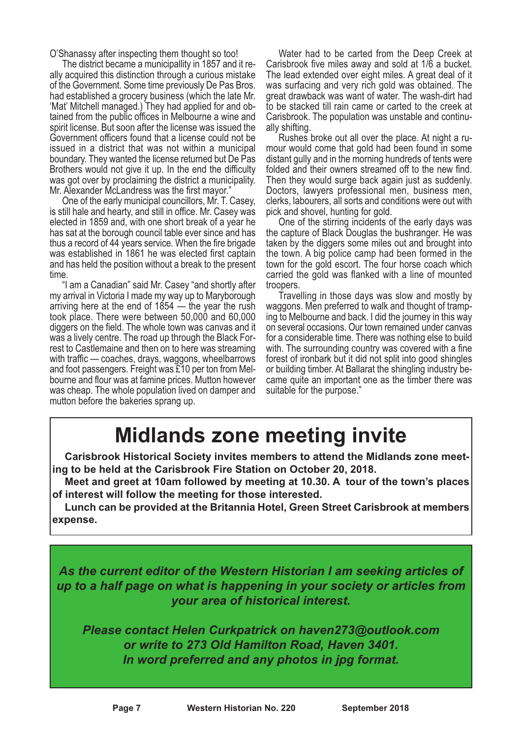O'Shanassy after inspecting them thought so too!

The district became a municipallity in 1857 and it really acquired this distinction through a curious mistake of the Government. Some time previously De Pas Bros. had established a grocery business (which the late Mr. 'Mat' Mitchell managed.) They had applied for and obtained from the public offices in Melbourne a wine and spirit license. But soon after the license was issued the Government officers found that a license could not be issued in a district that was not within a municipal boundary. They wanted the license returned but De Pas Brothers would not give it up. In the end the difficulty was got over by proclaiming the district a municipality. Mr. Alexander McLandress was the first mayor."

One of the early municipal councillors, Mr. T. Casey, is still hale and hearty, and still in office. Mr. Casey was elected in 1859 and, with one short break of a year he has sat at the borough council table ever since and has thus a record of 44 years service. When the fire brigade was established in 1861 he was elected first captain and has held the position without a break to the present time.

"I am a Canadian" said Mr. Casey "and shortly after my arrival in Victoria I made my way up to Maryborough arriving here at the end of 1854 — the year the rush took place. There were between 50,000 and 60,000 diggers on the field. The whole town was canvas and it was a lively centre. The road up through the Black Forrest to Castlemaine and then on to here was streaming with traffic — coaches, drays, waggons, wheelbarrows and foot passengers. Freight was £10 per ton from Melbourne and flour was at famine prices. Mutton however was cheap. The whole population lived on damper and mutton before the bakeries sprang up.

Water had to be carted from the Deep Creek at Carisbrook five miles away and sold at 1/6 a bucket. The lead extended over eight miles. A great deal of it was surfacing and very rich gold was obtained. The great drawback was want of water. The wash-dirt had to be stacked till rain came or carted to the creek at Carisbrook. The population was unstable and continually shifting.

Rushes broke out all over the place. At night a rumour would come that gold had been found in some distant gully and in the morning hundreds of tents were folded and their owners streamed off to the new find. Then they would surge back again just as suddenly. Doctors, lawyers professional men, business men, clerks, labourers, all sorts and conditions were out with pick and shovel, hunting for gold.

One of the stirring incidents of the early days was the capture of Black Douglas the bushranger. He was taken by the diggers some miles out and brought into the town. A big police camp had been formed in the town for the gold escort. The four horse coach which carried the gold was flanked with a line of mounted troopers.

Travelling in those days was slow and mostly by waggons. Men preferred to walk and thought of tramping to Melbourne and back. I did the journey in this way on several occasions. Our town remained under canvas for a considerable time. There was nothing else to build with. The surrounding country was covered with a fine forest of ironbark but it did not split into good shingles or building timber. At Ballarat the shingling industry became quite an important one as the timber there was suitable for the purpose."

# Midlands zone meeting invite

**Carisbrook Historical Society invites members to attend the Midlands zone meeting to be held at the Carisbrook Fire Station on October 20, 2018.**

**Meet and greet at 10am followed by meeting at 10.30. A tour of the town's places of interest will follow the meeting for those interested.**

**Lunch can be provided at the Britannia Hotel, Green Street Carisbrook at members expense.**

***As the current editor of the Western Historian I am seeking articles of up to a half page on what is happening in your society or articles from your area of historical interest.***

***Please contact Helen Curkpatrick on haven273@outlook.com or write to 273 Old Hamilton Road, Haven 3401. In word preferred and any photos in jpg format.***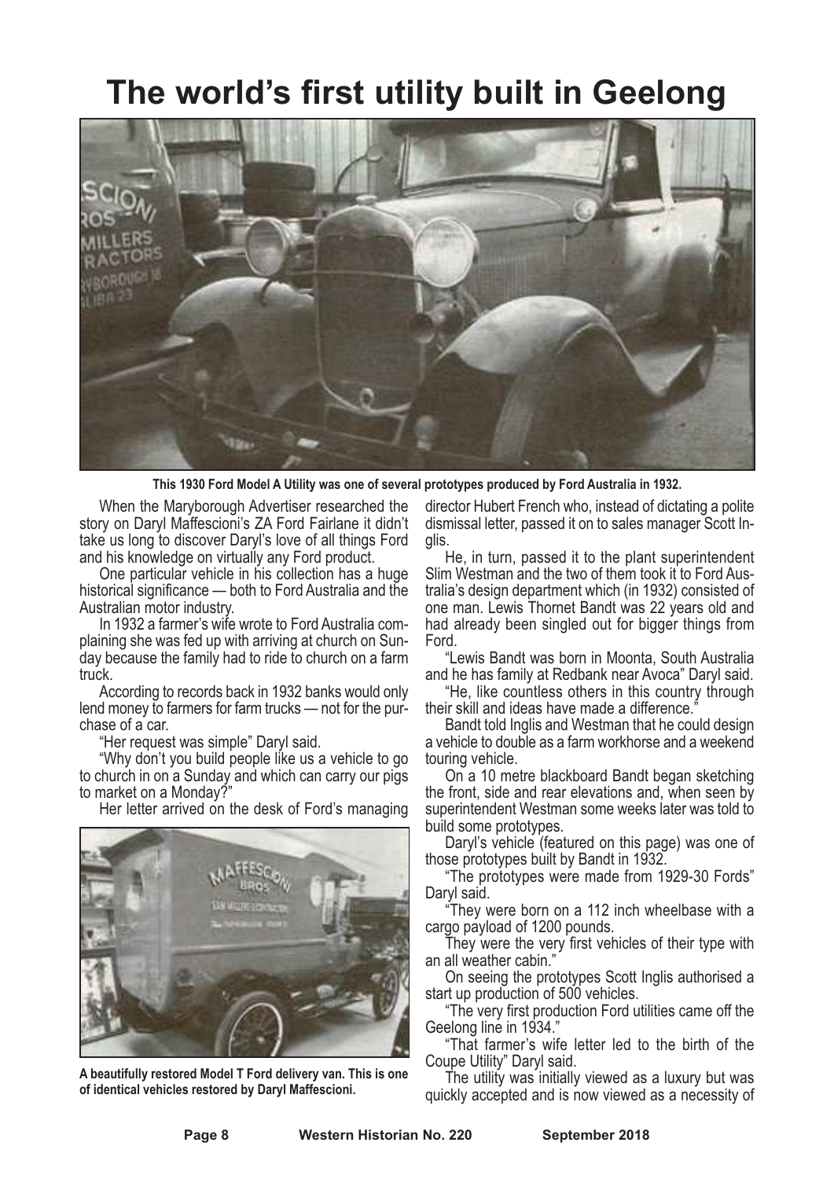# The world's first utility built in Geelong

This 1930 Ford Model A Utility was one of several prototypes produced by Ford Australia in 1932.

When the Maryborough Advertiser researched the story on Daryl Maffescioni's ZA Ford Fairlane it didn't take us long to discover Daryl's love of all things Ford and his knowledge on virtually any Ford product.

One particular vehicle in his collection has a huge historical significance — both to Ford Australia and the Australian motor industry.

In 1932 a farmer's wife wrote to Ford Australia complaining she was fed up with arriving at church on Sunday because the family had to ride to church on a farm truck.

According to records back in 1932 banks would only lend money to farmers for farm trucks — not for the purchase of a car.

"Her request was simple" Daryl said.

"Why don't you build people like us a vehicle to go to church in on a Sunday and which can carry our pigs to market on a Monday?"

Her letter arrived on the desk of Ford's managing director Hubert French who, instead of dictating a polite dismissal letter, passed it on to sales manager Scott Inglis.

He, in turn, passed it to the plant superintendent Slim Westman and the two of them took it to Ford Australia's design department which (in 1932) consisted of one man. Lewis Thornet Bandt was 22 years old and had already been singled out for bigger things from Ford.

"Lewis Bandt was born in Moonta, South Australia and he has family at Redbank near Avoca" Daryl said.

"He, like countless others in this country through their skill and ideas have made a difference."

Bandt told Inglis and Westman that he could design a vehicle to double as a farm workhorse and a weekend touring vehicle.

On a 10 metre blackboard Bandt began sketching the front, side and rear elevations and, when seen by superintendent Westman some weeks later was told to build some prototypes.

Daryl's vehicle (featured on this page) was one of those prototypes built by Bandt in 1932.

"The prototypes were made from 1929-30 Fords" Daryl said.

"They were born on a 112 inch wheelbase with a cargo payload of 1200 pounds.

They were the very first vehicles of their type with an all weather cabin."

On seeing the prototypes Scott Inglis authorised a start up production of 500 vehicles.

"The very first production Ford utilities came off the Geelong line in 1934."

"That farmer's wife letter led to the birth of the Coupe Utility" Daryl said.

The utility was initially viewed as a luxury but was quickly accepted and is now viewed as a necessity of

A beautifully restored Model T Ford delivery van. This is one of identical vehicles restored by Daryl Maffescioni.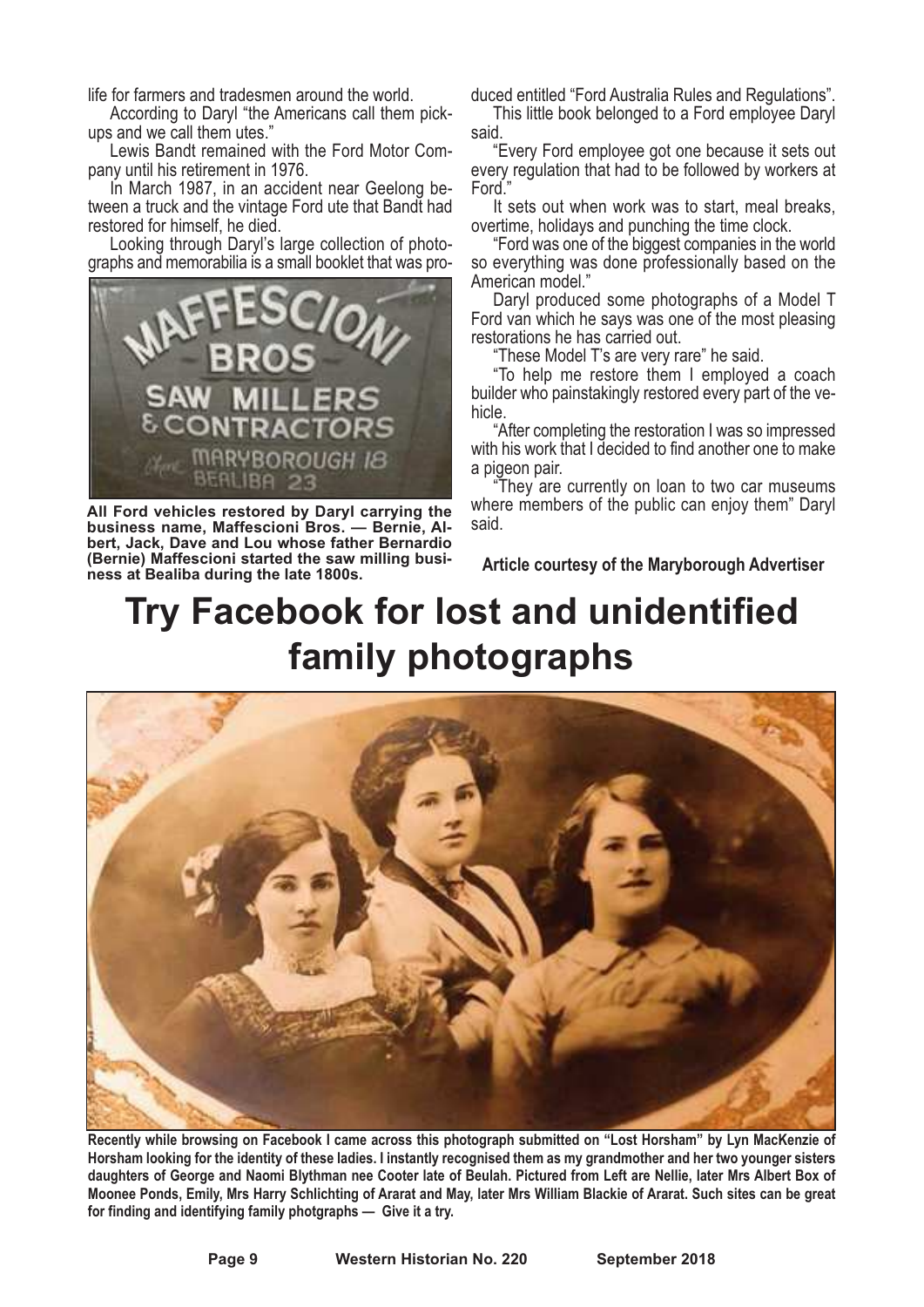life for farmers and tradesmen around the world.

According to Daryl "the Americans call them pick-ups and we call them utes."

Lewis Bandt remained with the Ford Motor Company until his retirement in 1976.

In March 1987, in an accident near Geelong between a truck and the vintage Ford ute that Bandt had restored for himself, he died.

Looking through Daryl's large collection of photographs and memorabilia is a small booklet that was produced entitled "Ford Australia Rules and Regulations".

**All Ford vehicles restored by Daryl carrying the business name, Maffescioni Bros. — Bernie, Albert, Jack, Dave and Lou whose father Bernardio (Bernie) Maffescioni started the saw milling business at Bealiba during the late 1800s.**

This little book belonged to a Ford employee Daryl said.

"Every Ford employee got one because it sets out every regulation that had to be followed by workers at Ford."

It sets out when work was to start, meal breaks, overtime, holidays and punching the time clock.

"Ford was one of the biggest companies in the world so everything was done professionally based on the American model."

Daryl produced some photographs of a Model T Ford van which he says was one of the most pleasing restorations he has carried out.

"These Model T's are very rare" he said.

"To help me restore them I employed a coach builder who painstakingly restored every part of the vehicle.

"After completing the restoration I was so impressed with his work that I decided to find another one to make a pigeon pair.

"They are currently on loan to two car museums where members of the public can enjoy them" Daryl said.

**Article courtesy of the Maryborough Advertiser**

# Try Facebook for lost and unidentified family photographs

**Recently while browsing on Facebook I came across this photograph submitted on "Lost Horsham" by Lyn MacKenzie of Horsham looking for the identity of these ladies. I instantly recognised them as my grandmother and her two younger sisters daughters of George and Naomi Blythman nee Cooter late of Beulah. Pictured from Left are Nellie, later Mrs Albert Box of Moonee Ponds, Emily, Mrs Harry Schlichting of Ararat and May, later Mrs William Blackie of Ararat. Such sites can be great for finding and identifying family photgraphs — Give it a try.**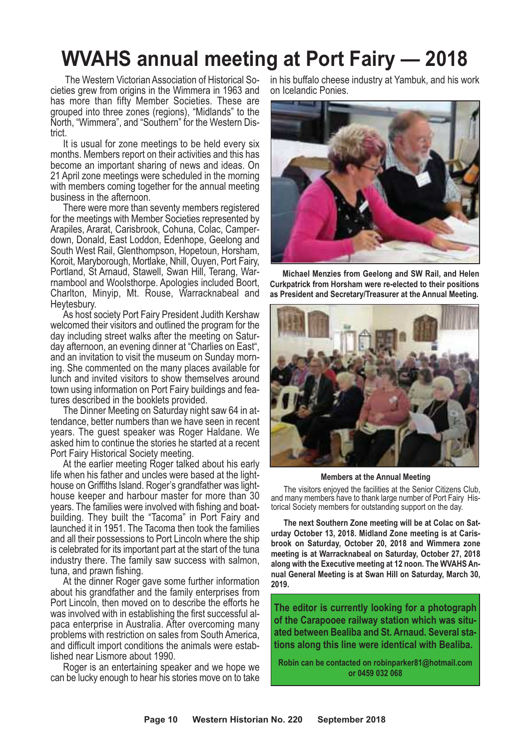# WVAHS annual meeting at Port Fairy — 2018

The Western Victorian Association of Historical Societies grew from origins in the Wimmera in 1963 and has more than fifty Member Societies. These are grouped into three zones (regions), "Midlands" to the North, "Wimmera", and "Southern" for the Western District.

It is usual for zone meetings to be held every six months. Members report on their activities and this has become an important sharing of news and ideas. On 21 April zone meetings were scheduled in the morning with members coming together for the annual meeting business in the afternoon.

There were more than seventy members registered for the meetings with Member Societies represented by Arapiles, Ararat, Carisbrook, Cohuna, Colac, Camperdown, Donald, East Loddon, Edenhope, Geelong and South West Rail, Glenthompson, Hopetoun, Horsham, Koroit, Maryborough, Mortlake, Nhill, Ouyen, Port Fairy, Portland, St Arnaud, Stawell, Swan Hill, Terang, Warrnambool and Woolsthorpe. Apologies included Boort, Charlton, Minyip, Mt. Rouse, Warracknabeal and Heytesbury.

As host society Port Fairy President Judith Kershaw welcomed their visitors and outlined the program for the day including street walks after the meeting on Saturday afternoon, an evening dinner at "Charlies on East", and an invitation to visit the museum on Sunday morning. She commented on the many places available for lunch and invited visitors to show themselves around town using information on Port Fairy buildings and features described in the booklets provided.

The Dinner Meeting on Saturday night saw 64 in attendance, better numbers than we have seen in recent years. The guest speaker was Roger Haldane. We asked him to continue the stories he started at a recent Port Fairy Historical Society meeting.

At the earlier meeting Roger talked about his early life when his father and uncles were based at the lighthouse on Griffiths Island. Roger's grandfather was lighthouse keeper and harbour master for more than 30 years. The families were involved with fishing and boatbuilding. They built the "Tacoma" in Port Fairy and launched it in 1951. The Tacoma then took the families and all their possessions to Port Lincoln where the ship is celebrated for its important part at the start of the tuna industry there. The family saw success with salmon, tuna, and prawn fishing.

At the dinner Roger gave some further information about his grandfather and the family enterprises from Port Lincoln, then moved on to describe the efforts he was involved with in establishing the first successful alpaca enterprise in Australia. After overcoming many problems with restriction on sales from South America, and difficult import conditions the animals were established near Lismore about 1990.

Roger is an entertaining speaker and we hope we can be lucky enough to hear his stories move on to take in his buffalo cheese industry at Yambuk, and his work on Icelandic Ponies.

**Michael Menzies from Geelong and SW Rail, and Helen Curkpatrick from Horsham were re-elected to their positions as President and Secretary/Treasurer at the Annual Meeting.**

**Members at the Annual Meeting**

The visitors enjoyed the facilities at the Senior Citizens Club, and many members have to thank large number of Port Fairy Historical Society members for outstanding support on the day.

**The next Southern Zone meeting will be at Colac on Saturday October 13, 2018. Midland Zone meeting is at Carisbrook on Saturday, October 20, 2018 and Wimmera zone meeting is at Warracknabeal on Saturday, October 27, 2018 along with the Executive meeting at 12 noon. The WVAHS Annual General Meeting is at Swan Hill on Saturday, March 30, 2019.**

**The editor is currently looking for a photograph of the Carapooee railway station which was situated between Bealiba and St. Arnaud. Several stations along this line were identical with Bealiba.**

**Robin can be contacted on robinparker81@hotmail.com or 0459 032 068**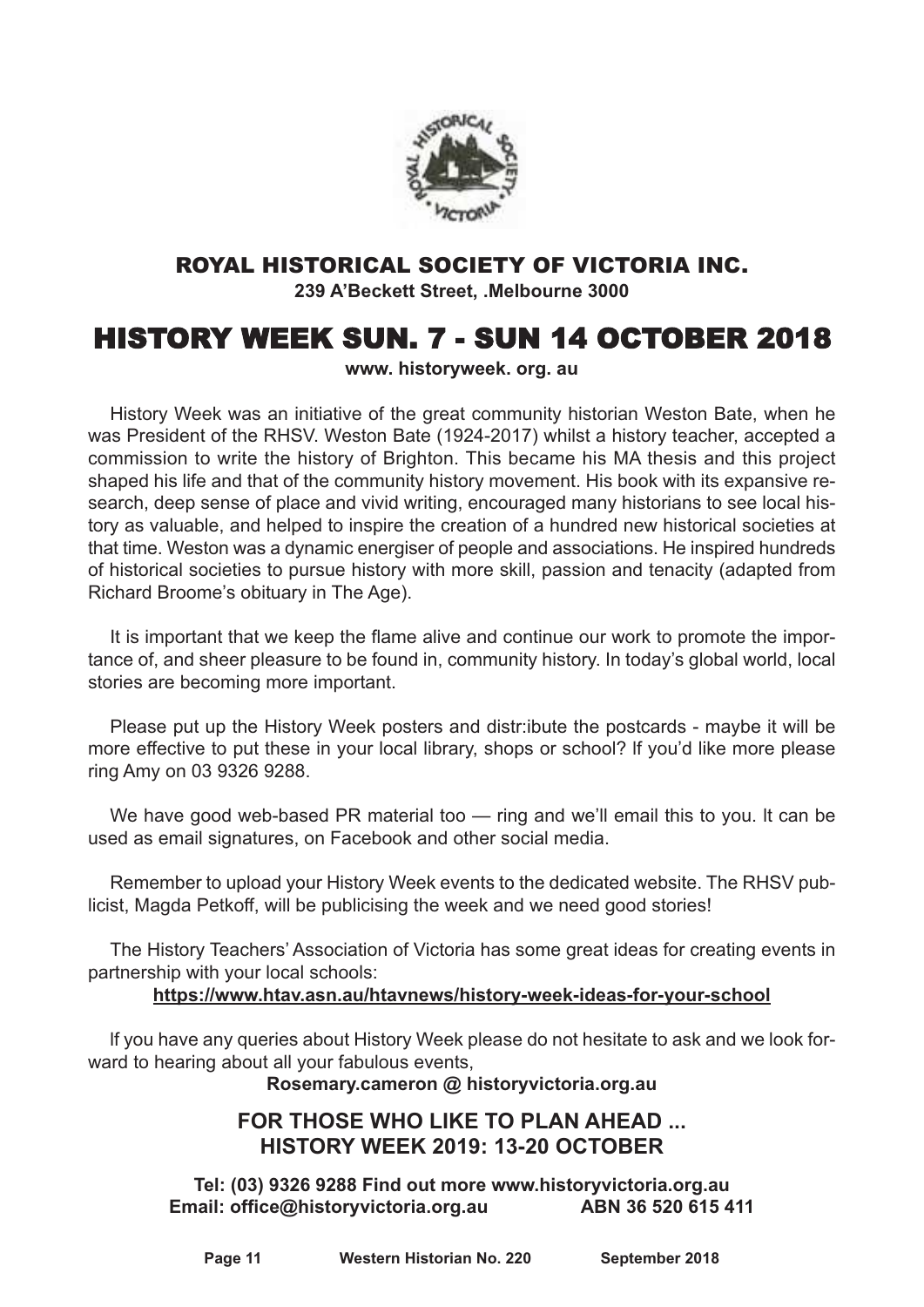## ROYAL HISTORICAL SOCIETY OF VICTORIA INC.

**239 A'Beckett Street, .Melbourne 3000**

# HISTORY WEEK SUN. 7 - SUN 14 OCTOBER 2018

**www. historyweek. org. au**

History Week was an initiative of the great community historian Weston Bate, when he was President of the RHSV. Weston Bate (1924-2017) whilst a history teacher, accepted a commission to write the history of Brighton. This became his MA thesis and this project shaped his life and that of the community history movement. His book with its expansive research, deep sense of place and vivid writing, encouraged many historians to see local history as valuable, and helped to inspire the creation of a hundred new historical societies at that time. Weston was a dynamic energiser of people and associations. He inspired hundreds of historical societies to pursue history with more skill, passion and tenacity (adapted from Richard Broome's obituary in The Age).

It is important that we keep the flame alive and continue our work to promote the importance of, and sheer pleasure to be found in, community history. In today's global world, local stories are becoming more important.

Please put up the History Week posters and distr:ibute the postcards - maybe it will be more effective to put these in your local library, shops or school? If you'd like more please ring Amy on 03 9326 9288.

We have good web-based PR material too — ring and we'll email this to you. It can be used as email signatures, on Facebook and other social media.

Remember to upload your History Week events to the dedicated website. The RHSV publicist, Magda Petkoff, will be publicising the week and we need good stories!

The History Teachers' Association of Victoria has some great ideas for creating events in partnership with your local schools:

**https://www.htav.asn.au/htavnews/history-week-ideas-for-your-school**

If you have any queries about History Week please do not hesitate to ask and we look forward to hearing about all your fabulous events,

**Rosemary.cameron @ historyvictoria.org.au**

### FOR THOSE WHO LIKE TO PLAN AHEAD ...
### HISTORY WEEK 2019: 13-20 OCTOBER

**Tel: (03) 9326 9288 Find out more www.historyvictoria.org.au**
**Email: office@historyvictoria.org.au ABN 36 520 615 411**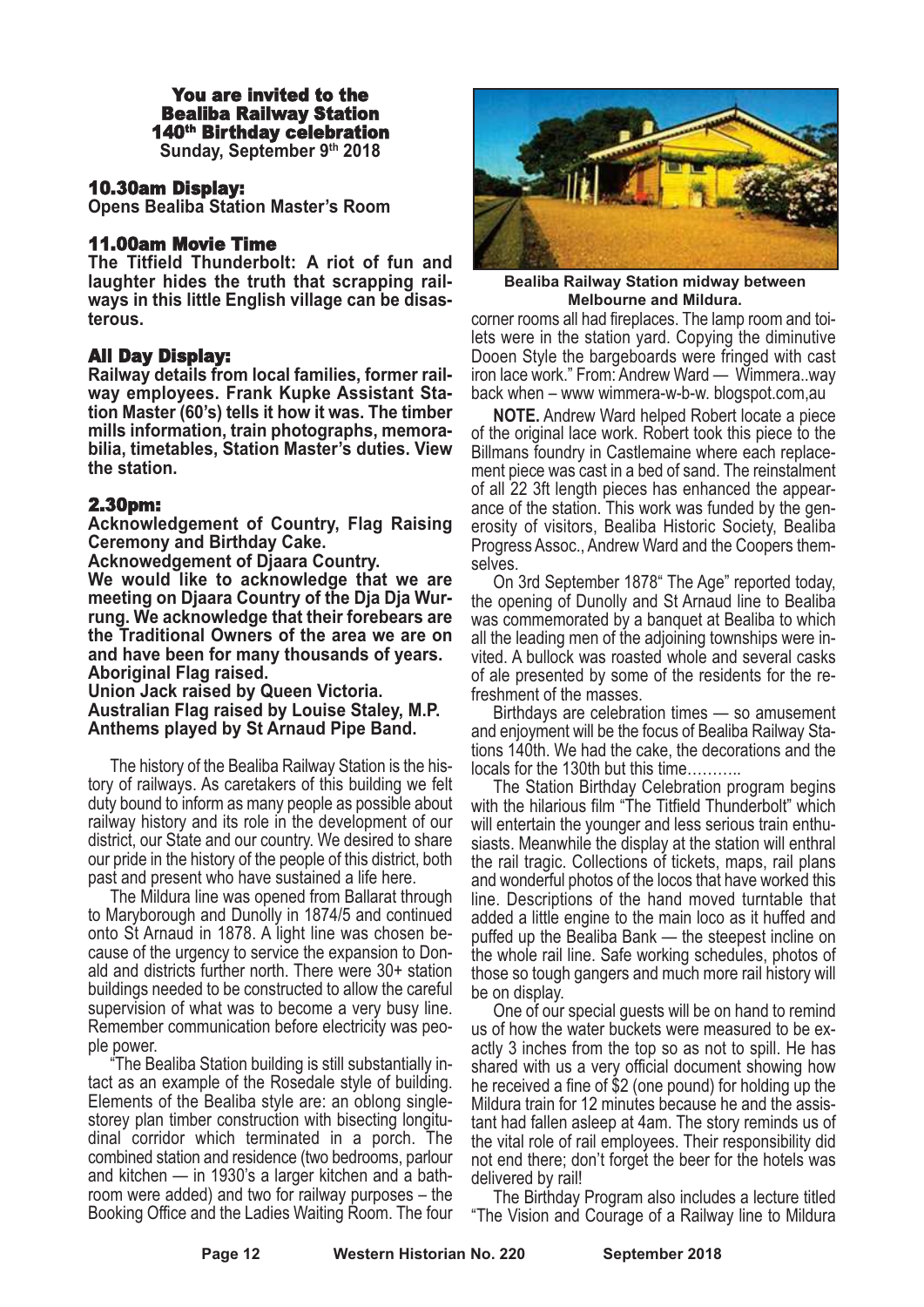**You are invited to the Bealiba Railway Station 140th Birthday celebration**
**Sunday, September 9th 2018**

### 10.30am Display:

**Opens Bealiba Station Master's Room**

### 11.00am Movie Time

**The Titfield Thunderbolt: A riot of fun and laughter hides the truth that scrapping railways in this little English village can be disasterous.**

### All Day Display:

**Railway details from local families, former railway employees. Frank Kupke Assistant Station Master (60's) tells it how it was. The timber mills information, train photographs, memorabilia, timetables, Station Master's duties. View the station.**

### 2.30pm:

**Acknowledgement of Country, Flag Raising Ceremony and Birthday Cake.**

**Acknowedgement of Djaara Country.**

**We would like to acknowledge that we are meeting on Djaara Country of the Dja Dja Wurrung. We acknowledge that their forebears are the Traditional Owners of the area we are on and have been for many thousands of years.**

**Aboriginal Flag raised.**

**Union Jack raised by Queen Victoria.**

**Australian Flag raised by Louise Staley, M.P.**

**Anthems played by St Arnaud Pipe Band.**

The history of the Bealiba Railway Station is the history of railways. As caretakers of this building we felt duty bound to inform as many people as possible about railway history and its role in the development of our district, our State and our country. We desired to share our pride in the history of the people of this district, both past and present who have sustained a life here.

The Mildura line was opened from Ballarat through to Maryborough and Dunolly in 1874/5 and continued onto St Arnaud in 1878. A light line was chosen because of the urgency to service the expansion to Donald and districts further north. There were 30+ station buildings needed to be constructed to allow the careful supervision of what was to become a very busy line. Remember communication before electricity was people power.

"The Bealiba Station building is still substantially intact as an example of the Rosedale style of building. Elements of the Bealiba style are: an oblong single-storey plan timber construction with bisecting longitudinal corridor which terminated in a porch. The combined station and residence (two bedrooms, parlour and kitchen — in 1930's a larger kitchen and a bathroom were added) and two for railway purposes – the Booking Office and the Ladies Waiting Room. The four corner rooms all had fireplaces. The lamp room and toilets were in the station yard. Copying the diminutive Dooen Style the bargeboards were fringed with cast iron lace work." From: Andrew Ward — Wimmera..way back when – www wimmera-w-b-w. blogspot.com,au

**Bealiba Railway Station midway between Melbourne and Mildura.**

**NOTE.** Andrew Ward helped Robert locate a piece of the original lace work. Robert took this piece to the Billmans foundry in Castlemaine where each replacement piece was cast in a bed of sand. The reinstalment of all 22 3ft length pieces has enhanced the appearance of the station. This work was funded by the generosity of visitors, Bealiba Historic Society, Bealiba Progress Assoc., Andrew Ward and the Coopers themselves.

On 3rd September 1878" The Age" reported today, the opening of Dunolly and St Arnaud line to Bealiba was commemorated by a banquet at Bealiba to which all the leading men of the adjoining townships were invited. A bullock was roasted whole and several casks of ale presented by some of the residents for the refreshment of the masses.

Birthdays are celebration times — so amusement and enjoyment will be the focus of Bealiba Railway Stations 140th. We had the cake, the decorations and the locals for the 130th but this time………..

The Station Birthday Celebration program begins with the hilarious film "The Titfield Thunderbolt" which will entertain the younger and less serious train enthusiasts. Meanwhile the display at the station will enthral the rail tragic. Collections of tickets, maps, rail plans and wonderful photos of the locos that have worked this line. Descriptions of the hand moved turntable that added a little engine to the main loco as it huffed and puffed up the Bealiba Bank — the steepest incline on the whole rail line. Safe working schedules, photos of those so tough gangers and much more rail history will be on display.

One of our special guests will be on hand to remind us of how the water buckets were measured to be exactly 3 inches from the top so as not to spill. He has shared with us a very official document showing how he received a fine of $2 (one pound) for holding up the Mildura train for 12 minutes because he and the assistant had fallen asleep at 4am. The story reminds us of the vital role of rail employees. Their responsibility did not end there; don't forget the beer for the hotels was delivered by rail!

The Birthday Program also includes a lecture titled "The Vision and Courage of a Railway line to Mildura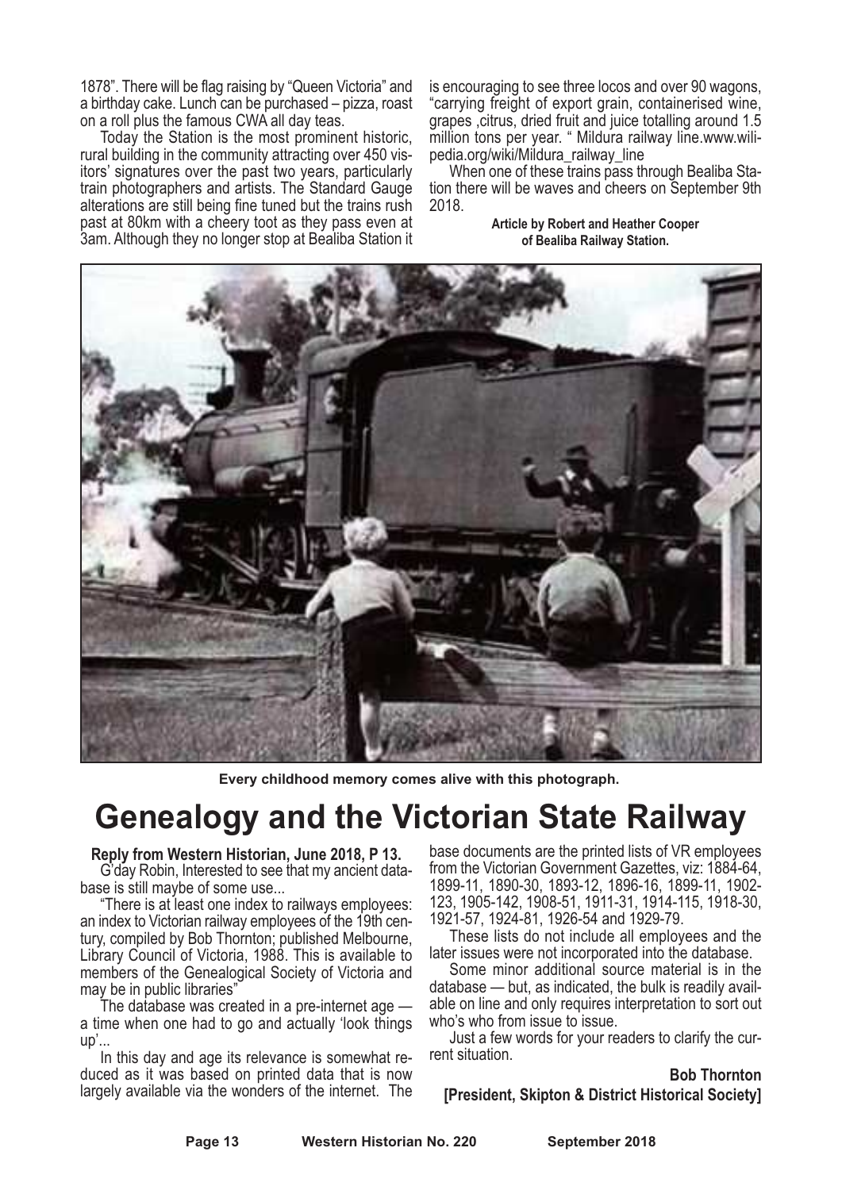1878". There will be flag raising by "Queen Victoria" and a birthday cake. Lunch can be purchased – pizza, roast on a roll plus the famous CWA all day teas.

Today the Station is the most prominent historic, rural building in the community attracting over 450 visitors' signatures over the past two years, particularly train photographers and artists. The Standard Gauge alterations are still being fine tuned but the trains rush past at 80km with a cheery toot as they pass even at 3am. Although they no longer stop at Bealiba Station it is encouraging to see three locos and over 90 wagons, "carrying freight of export grain, containerised wine, grapes ,citrus, dried fruit and juice totalling around 1.5 million tons per year. " Mildura railway line.www.wilipedia.org/wiki/Mildura_railway_line

When one of these trains pass through Bealiba Station there will be waves and cheers on September 9th 2018.

**Article by Robert and Heather Cooper of Bealiba Railway Station.**

Every childhood memory comes alive with this photograph.

# Genealogy and the Victorian State Railway

**Reply from Western Historian, June 2018, P 13.**

G'day Robin, Interested to see that my ancient database is still maybe of some use...

"There is at least one index to railways employees: an index to Victorian railway employees of the 19th century, compiled by Bob Thornton; published Melbourne, Library Council of Victoria, 1988. This is available to members of the Genealogical Society of Victoria and may be in public libraries"

The database was created in a pre-internet age — a time when one had to go and actually 'look things up'...

In this day and age its relevance is somewhat reduced as it was based on printed data that is now largely available via the wonders of the internet. The base documents are the printed lists of VR employees from the Victorian Government Gazettes, viz: 1884-64, 1899-11, 1890-30, 1893-12, 1896-16, 1899-11, 1902-123, 1905-142, 1908-51, 1911-31, 1914-115, 1918-30, 1921-57, 1924-81, 1926-54 and 1929-79.

These lists do not include all employees and the later issues were not incorporated into the database.

Some minor additional source material is in the database — but, as indicated, the bulk is readily available on line and only requires interpretation to sort out who's who from issue to issue.

Just a few words for your readers to clarify the current situation.

**Bob Thornton**
**[President, Skipton & District Historical Society]**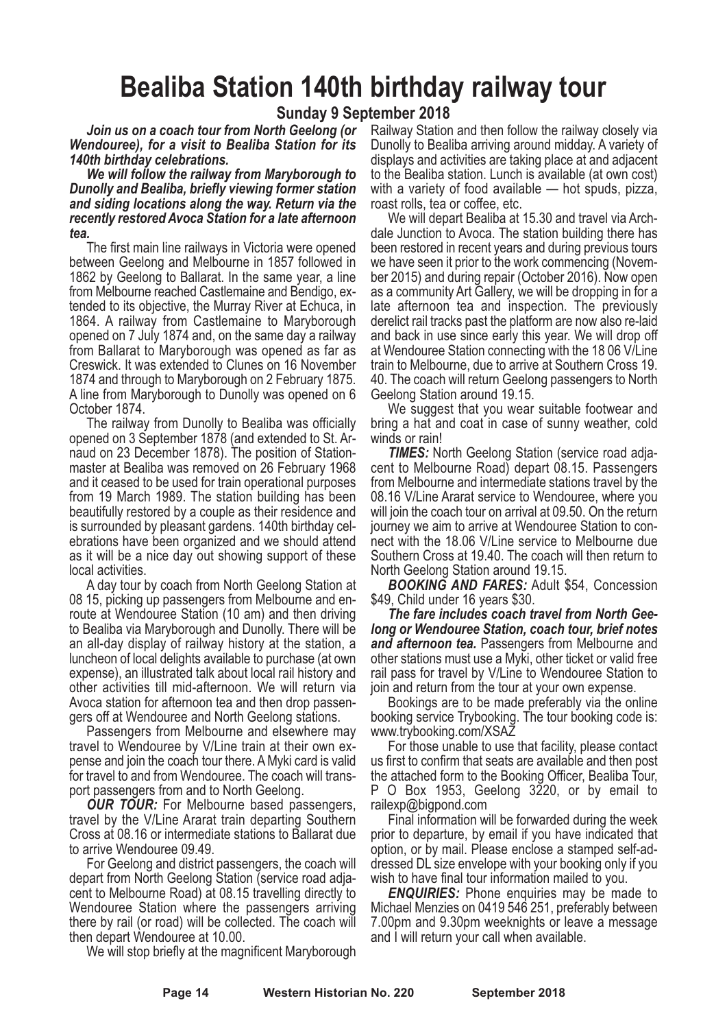# Bealiba Station 140th birthday railway tour

## Sunday 9 September 2018

***Join us on a coach tour from North Geelong (or Wendouree), for a visit to Bealiba Station for its 140th birthday celebrations.***

***We will follow the railway from Maryborough to Dunolly and Bealiba, briefly viewing former station and siding locations along the way. Return via the recently restored Avoca Station for a late afternoon tea.***

The first main line railways in Victoria were opened between Geelong and Melbourne in 1857 followed in 1862 by Geelong to Ballarat. In the same year, a line from Melbourne reached Castlemaine and Bendigo, extended to its objective, the Murray River at Echuca, in 1864. A railway from Castlemaine to Maryborough opened on 7 July 1874 and, on the same day a railway from Ballarat to Maryborough was opened as far as Creswick. It was extended to Clunes on 16 November 1874 and through to Maryborough on 2 February 1875. A line from Maryborough to Dunolly was opened on 6 October 1874.

The railway from Dunolly to Bealiba was officially opened on 3 September 1878 (and extended to St. Arnaud on 23 December 1878). The position of Stationmaster at Bealiba was removed on 26 February 1968 and it ceased to be used for train operational purposes from 19 March 1989. The station building has been beautifully restored by a couple as their residence and is surrounded by pleasant gardens. 140th birthday celebrations have been organized and we should attend as it will be a nice day out showing support of these local activities.

A day tour by coach from North Geelong Station at 08 15, picking up passengers from Melbourne and en-route at Wendouree Station (10 am) and then driving to Bealiba via Maryborough and Dunolly. There will be an all-day display of railway history at the station, a luncheon of local delights available to purchase (at own expense), an illustrated talk about local rail history and other activities till mid-afternoon. We will return via Avoca station for afternoon tea and then drop passengers off at Wendouree and North Geelong stations.

Passengers from Melbourne and elsewhere may travel to Wendouree by V/Line train at their own expense and join the coach tour there. A Myki card is valid for travel to and from Wendouree. The coach will transport passengers from and to North Geelong.

***OUR TOUR:*** For Melbourne based passengers, travel by the V/Line Ararat train departing Southern Cross at 08.16 or intermediate stations to Ballarat due to arrive Wendouree 09.49.

For Geelong and district passengers, the coach will depart from North Geelong Station (service road adjacent to Melbourne Road) at 08.15 travelling directly to Wendouree Station where the passengers arriving there by rail (or road) will be collected. The coach will then depart Wendouree at 10.00.

We will stop briefly at the magnificent Maryborough Railway Station and then follow the railway closely via Dunolly to Bealiba arriving around midday. A variety of displays and activities are taking place at and adjacent to the Bealiba station. Lunch is available (at own cost) with a variety of food available — hot spuds, pizza, roast rolls, tea or coffee, etc.

We will depart Bealiba at 15.30 and travel via Archdale Junction to Avoca. The station building there has been restored in recent years and during previous tours we have seen it prior to the work commencing (November 2015) and during repair (October 2016). Now open as a community Art Gallery, we will be dropping in for a late afternoon tea and inspection. The previously derelict rail tracks past the platform are now also re-laid and back in use since early this year. We will drop off at Wendouree Station connecting with the 18 06 V/Line train to Melbourne, due to arrive at Southern Cross 19. 40. The coach will return Geelong passengers to North Geelong Station around 19.15.

We suggest that you wear suitable footwear and bring a hat and coat in case of sunny weather, cold winds or rain!

***TIMES:*** North Geelong Station (service road adjacent to Melbourne Road) depart 08.15. Passengers from Melbourne and intermediate stations travel by the 08.16 V/Line Ararat service to Wendouree, where you will join the coach tour on arrival at 09.50. On the return journey we aim to arrive at Wendouree Station to connect with the 18.06 V/Line service to Melbourne due Southern Cross at 19.40. The coach will then return to North Geelong Station around 19.15.

***BOOKING AND FARES:*** Adult $54, Concession $49, Child under 16 years $30.

***The fare includes coach travel from North Geelong or Wendouree Station, coach tour, brief notes and afternoon tea.*** Passengers from Melbourne and other stations must use a Myki, other ticket or valid free rail pass for travel by V/Line to Wendouree Station to join and return from the tour at your own expense.

Bookings are to be made preferably via the online booking service Trybooking. The tour booking code is: www.trybooking.com/XSAZ

For those unable to use that facility, please contact us first to confirm that seats are available and then post the attached form to the Booking Officer, Bealiba Tour, P O Box 1953, Geelong 3220, or by email to railexp@bigpond.com

Final information will be forwarded during the week prior to departure, by email if you have indicated that option, or by mail. Please enclose a stamped self-addressed DL size envelope with your booking only if you wish to have final tour information mailed to you.

***ENQUIRIES:*** Phone enquiries may be made to Michael Menzies on 0419 546 251, preferably between 7.00pm and 9.30pm weeknights or leave a message and I will return your call when available.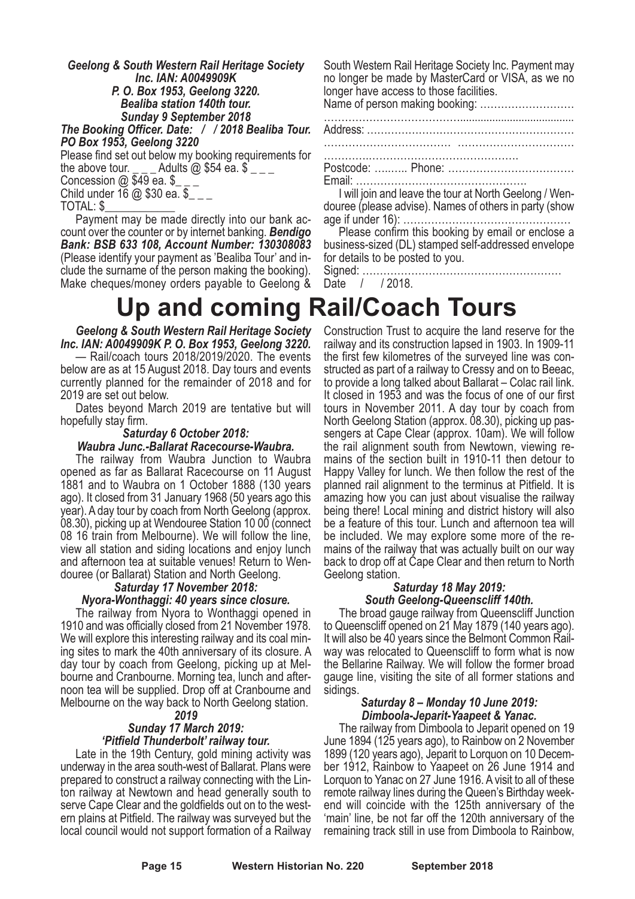***Geelong & South Western Rail Heritage Society Inc. IAN: A0049909K***
***P. O. Box 1953, Geelong 3220.***
***Bealiba station 140th tour.***
***Sunday 9 September 2018***

***The Booking Officer. Date: / / 2018 Bealiba Tour. PO Box 1953, Geelong 3220***

Please find set out below my booking requirements for the above tour. _ _ _ Adults @ $54 ea. $ _ _ _
Concession @ $49 ea. $_ _ _
Child under 16 @ $30 ea. $_ _ _
TOTAL: $____________

Payment may be made directly into our bank account over the counter or by internet banking. ***Bendigo Bank: BSB 633 108, Account Number: 130308083*** (Please identify your payment as 'Bealiba Tour' and include the surname of the person making the booking). Make cheques/money orders payable to Geelong & South Western Rail Heritage Society Inc. Payment may no longer be made by MasterCard or VISA, as we no longer have access to those facilities.

Name of person making booking: ………………………
……………………………………………………………
Address: ……………………………………………………
…………………………… …………………………
………………………………………………
Postcode: ………. Phone: ……………………………
Email: …………………………………………

I will join and leave the tour at North Geelong / Wendouree (please advise). Names of others in party (show age if under 16): ………………………………………

Please confirm this booking by email or enclose a business-sized (DL) stamped self-addressed envelope for details to be posted to you.

Signed: …………………………………………………
Date / / 2018.

# Up and coming Rail/Coach Tours

***Geelong & South Western Rail Heritage Society Inc. IAN: A0049909K P. O. Box 1953, Geelong 3220.***

— Rail/coach tours 2018/2019/2020. The events below are as at 15 August 2018. Day tours and events currently planned for the remainder of 2018 and for 2019 are set out below.

Dates beyond March 2019 are tentative but will hopefully stay firm.

### *Saturday 6 October 2018: Waubra Junc.-Ballarat Racecourse-Waubra.*

The railway from Waubra Junction to Waubra opened as far as Ballarat Racecourse on 11 August 1881 and to Waubra on 1 October 1888 (130 years ago). It closed from 31 January 1968 (50 years ago this year). A day tour by coach from North Geelong (approx. 08.30), picking up at Wendouree Station 10 00 (connect 08 16 train from Melbourne). We will follow the line, view all station and siding locations and enjoy lunch and afternoon tea at suitable venues! Return to Wendouree (or Ballarat) Station and North Geelong.

### *Saturday 17 November 2018: Nyora-Wonthaggi: 40 years since closure.*

The railway from Nyora to Wonthaggi opened in 1910 and was officially closed from 21 November 1978. We will explore this interesting railway and its coal mining sites to mark the 40th anniversary of its closure. A day tour by coach from Geelong, picking up at Melbourne and Cranbourne. Morning tea, lunch and afternoon tea will be supplied. Drop off at Cranbourne and Melbourne on the way back to North Geelong station.

## *2019*

### *Sunday 17 March 2019: 'Pitfield Thunderbolt' railway tour.*

Late in the 19th Century, gold mining activity was underway in the area south-west of Ballarat. Plans were prepared to construct a railway connecting with the Linton railway at Newtown and head generally south to serve Cape Clear and the goldfields out on to the western plains at Pitfield. The railway was surveyed but the local council would not support formation of a Railway Construction Trust to acquire the land reserve for the railway and its construction lapsed in 1903. In 1909-11 the first few kilometres of the surveyed line was constructed as part of a railway to Cressy and on to Beeac, to provide a long talked about Ballarat – Colac rail link. It closed in 1953 and was the focus of one of our first tours in November 2011. A day tour by coach from North Geelong Station (approx. 08.30), picking up passengers at Cape Clear (approx. 10am). We will follow the rail alignment south from Newtown, viewing remains of the section built in 1910-11 then detour to Happy Valley for lunch. We then follow the rest of the planned rail alignment to the terminus at Pitfield. It is amazing how you can just about visualise the railway being there! Local mining and district history will also be a feature of this tour. Lunch and afternoon tea will be included. We may explore some more of the remains of the railway that was actually built on our way back to drop off at Cape Clear and then return to North Geelong station.

### *Saturday 18 May 2019: South Geelong-Queenscliff 140th.*

The broad gauge railway from Queenscliff Junction to Queenscliff opened on 21 May 1879 (140 years ago). It will also be 40 years since the Belmont Common Railway was relocated to Queenscliff to form what is now the Bellarine Railway. We will follow the former broad gauge line, visiting the site of all former stations and sidings.

### *Saturday 8 – Monday 10 June 2019: Dimboola-Jeparit-Yaapeet & Yanac.*

The railway from Dimboola to Jeparit opened on 19 June 1894 (125 years ago), to Rainbow on 2 November 1899 (120 years ago), Jeparit to Lorquon on 10 December 1912, Rainbow to Yaapeet on 26 June 1914 and Lorquon to Yanac on 27 June 1916. A visit to all of these remote railway lines during the Queen's Birthday weekend will coincide with the 125th anniversary of the 'main' line, be not far off the 120th anniversary of the remaining track still in use from Dimboola to Rainbow,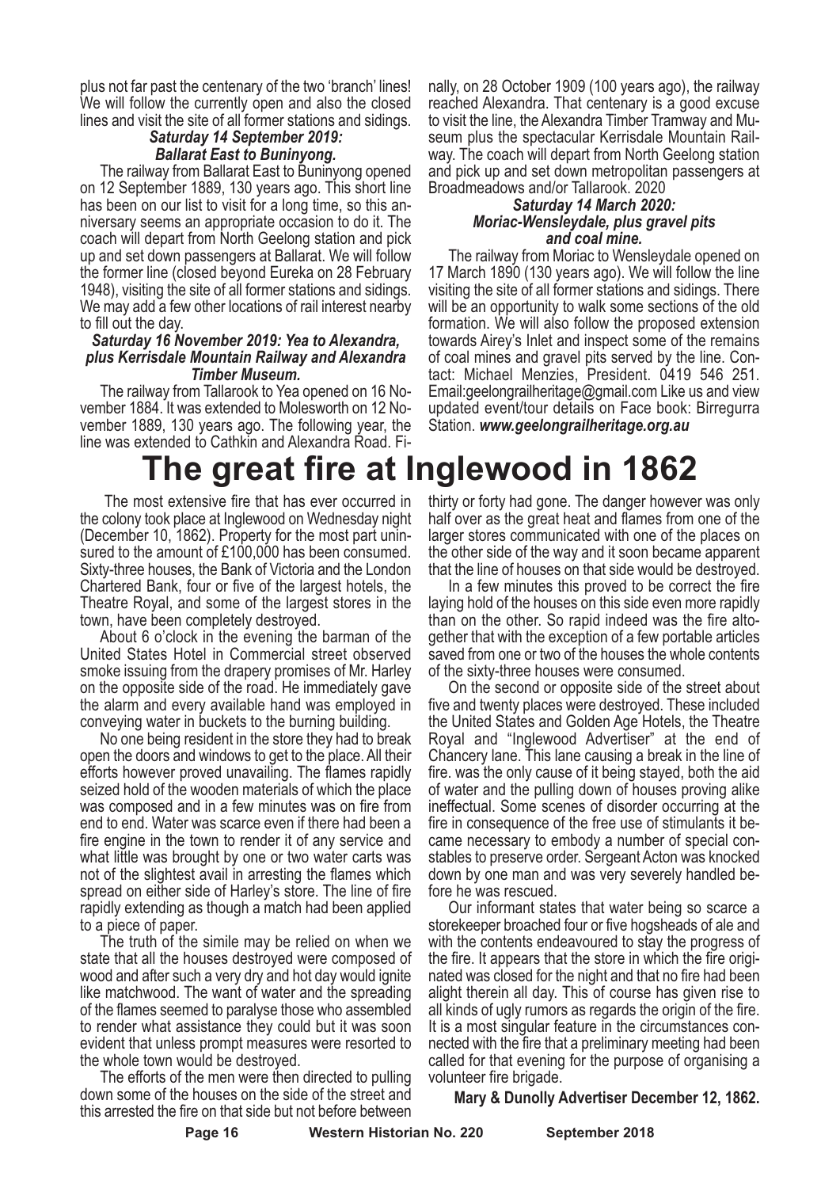plus not far past the centenary of the two 'branch' lines! We will follow the currently open and also the closed lines and visit the site of all former stations and sidings.

***Saturday 14 September 2019: Ballarat East to Buninyong.***

The railway from Ballarat East to Buninyong opened on 12 September 1889, 130 years ago. This short line has been on our list to visit for a long time, so this anniversary seems an appropriate occasion to do it. The coach will depart from North Geelong station and pick up and set down passengers at Ballarat. We will follow the former line (closed beyond Eureka on 28 February 1948), visiting the site of all former stations and sidings. We may add a few other locations of rail interest nearby to fill out the day.

***Saturday 16 November 2019: Yea to Alexandra, plus Kerrisdale Mountain Railway and Alexandra Timber Museum.***

The railway from Tallarook to Yea opened on 16 November 1884. It was extended to Molesworth on 12 November 1889, 130 years ago. The following year, the line was extended to Cathkin and Alexandra Road. Finally, on 28 October 1909 (100 years ago), the railway reached Alexandra. That centenary is a good excuse to visit the line, the Alexandra Timber Tramway and Museum plus the spectacular Kerrisdale Mountain Railway. The coach will depart from North Geelong station and pick up and set down metropolitan passengers at Broadmeadows and/or Tallarook. 2020

***Saturday 14 March 2020: Moriac-Wensleydale, plus gravel pits and coal mine.***

The railway from Moriac to Wensleydale opened on 17 March 1890 (130 years ago). We will follow the line visiting the site of all former stations and sidings. There will be an opportunity to walk some sections of the old formation. We will also follow the proposed extension towards Airey's Inlet and inspect some of the remains of coal mines and gravel pits served by the line. Contact: Michael Menzies, President. 0419 546 251. Email:geelongrailheritage@gmail.com Like us and view updated event/tour details on Face book: Birregurra Station. ***www.geelongrailheritage.org.au***

# The great fire at Inglewood in 1862

The most extensive fire that has ever occurred in the colony took place at Inglewood on Wednesday night (December 10, 1862). Property for the most part uninsured to the amount of £100,000 has been consumed. Sixty-three houses, the Bank of Victoria and the London Chartered Bank, four or five of the largest hotels, the Theatre Royal, and some of the largest stores in the town, have been completely destroyed.

About 6 o'clock in the evening the barman of the United States Hotel in Commercial street observed smoke issuing from the drapery promises of Mr. Harley on the opposite side of the road. He immediately gave the alarm and every available hand was employed in conveying water in buckets to the burning building.

No one being resident in the store they had to break open the doors and windows to get to the place. All their efforts however proved unavailing. The flames rapidly seized hold of the wooden materials of which the place was composed and in a few minutes was on fire from end to end. Water was scarce even if there had been a fire engine in the town to render it of any service and what little was brought by one or two water carts was not of the slightest avail in arresting the flames which spread on either side of Harley's store. The line of fire rapidly extending as though a match had been applied to a piece of paper.

The truth of the simile may be relied on when we state that all the houses destroyed were composed of wood and after such a very dry and hot day would ignite like matchwood. The want of water and the spreading of the flames seemed to paralyse those who assembled to render what assistance they could but it was soon evident that unless prompt measures were resorted to the whole town would be destroyed.

The efforts of the men were then directed to pulling down some of the houses on the side of the street and this arrested the fire on that side but not before between thirty or forty had gone. The danger however was only half over as the great heat and flames from one of the larger stores communicated with one of the places on the other side of the way and it soon became apparent that the line of houses on that side would be destroyed.

In a few minutes this proved to be correct the fire laying hold of the houses on this side even more rapidly than on the other. So rapid indeed was the fire altogether that with the exception of a few portable articles saved from one or two of the houses the whole contents of the sixty-three houses were consumed.

On the second or opposite side of the street about five and twenty places were destroyed. These included the United States and Golden Age Hotels, the Theatre Royal and "Inglewood Advertiser" at the end of Chancery lane. This lane causing a break in the line of fire. was the only cause of it being stayed, both the aid of water and the pulling down of houses proving alike ineffectual. Some scenes of disorder occurring at the fire in consequence of the free use of stimulants it became necessary to embody a number of special constables to preserve order. Sergeant Acton was knocked down by one man and was very severely handled before he was rescued.

Our informant states that water being so scarce a storekeeper broached four or five hogsheads of ale and with the contents endeavoured to stay the progress of the fire. It appears that the store in which the fire originated was closed for the night and that no fire had been alight therein all day. This of course has given rise to all kinds of ugly rumors as regards the origin of the fire. It is a most singular feature in the circumstances connected with the fire that a preliminary meeting had been called for that evening for the purpose of organising a volunteer fire brigade.

**Mary & Dunolly Advertiser December 12, 1862.**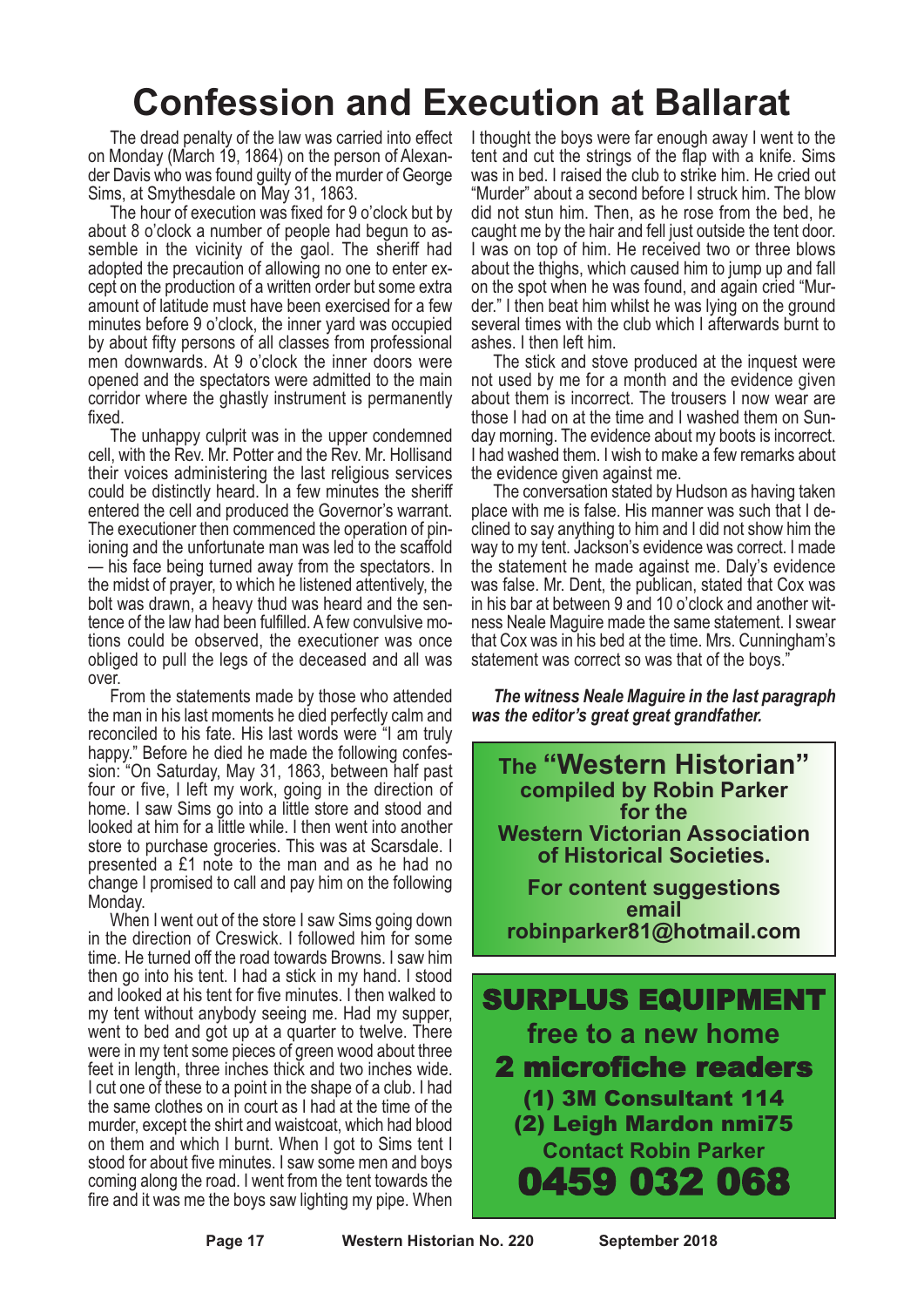# Confession and Execution at Ballarat

The dread penalty of the law was carried into effect on Monday (March 19, 1864) on the person of Alexander Davis who was found guilty of the murder of George Sims, at Smythesdale on May 31, 1863.

The hour of execution was fixed for 9 o'clock but by about 8 o'clock a number of people had begun to assemble in the vicinity of the gaol. The sheriff had adopted the precaution of allowing no one to enter except on the production of a written order but some extra amount of latitude must have been exercised for a few minutes before 9 o'clock, the inner yard was occupied by about fifty persons of all classes from professional men downwards. At 9 o'clock the inner doors were opened and the spectators were admitted to the main corridor where the ghastly instrument is permanently fixed.

The unhappy culprit was in the upper condemned cell, with the Rev. Mr. Potter and the Rev. Mr. Hollisand their voices administering the last religious services could be distinctly heard. In a few minutes the sheriff entered the cell and produced the Governor's warrant. The executioner then commenced the operation of pinioning and the unfortunate man was led to the scaffold — his face being turned away from the spectators. In the midst of prayer, to which he listened attentively, the bolt was drawn, a heavy thud was heard and the sentence of the law had been fulfilled. A few convulsive motions could be observed, the executioner was once obliged to pull the legs of the deceased and all was over.

From the statements made by those who attended the man in his last moments he died perfectly calm and reconciled to his fate. His last words were "I am truly happy." Before he died he made the following confession: "On Saturday, May 31, 1863, between half past four or five, I left my work, going in the direction of home. I saw Sims go into a little store and stood and looked at him for a little while. I then went into another store to purchase groceries. This was at Scarsdale. I presented a £1 note to the man and as he had no change I promised to call and pay him on the following Monday.

When I went out of the store I saw Sims going down in the direction of Creswick. I followed him for some time. He turned off the road towards Browns. I saw him then go into his tent. I had a stick in my hand. I stood and looked at his tent for five minutes. I then walked to my tent without anybody seeing me. Had my supper, went to bed and got up at a quarter to twelve. There were in my tent some pieces of green wood about three feet in length, three inches thick and two inches wide. I cut one of these to a point in the shape of a club. I had the same clothes on in court as I had at the time of the murder, except the shirt and waistcoat, which had blood on them and which I burnt. When I got to Sims tent I stood for about five minutes. I saw some men and boys coming along the road. I went from the tent towards the fire and it was me the boys saw lighting my pipe. When I thought the boys were far enough away I went to the tent and cut the strings of the flap with a knife. Sims was in bed. I raised the club to strike him. He cried out "Murder" about a second before I struck him. The blow did not stun him. Then, as he rose from the bed, he caught me by the hair and fell just outside the tent door. I was on top of him. He received two or three blows about the thighs, which caused him to jump up and fall on the spot when he was found, and again cried "Murder." I then beat him whilst he was lying on the ground several times with the club which I afterwards burnt to ashes. I then left him.

The stick and stove produced at the inquest were not used by me for a month and the evidence given about them is incorrect. The trousers I now wear are those I had on at the time and I washed them on Sunday morning. The evidence about my boots is incorrect. I had washed them. I wish to make a few remarks about the evidence given against me.

The conversation stated by Hudson as having taken place with me is false. His manner was such that I declined to say anything to him and I did not show him the way to my tent. Jackson's evidence was correct. I made the statement he made against me. Daly's evidence was false. Mr. Dent, the publican, stated that Cox was in his bar at between 9 and 10 o'clock and another witness Neale Maguire made the same statement. I swear that Cox was in his bed at the time. Mrs. Cunningham's statement was correct so was that of the boys."

***The witness Neale Maguire in the last paragraph was the editor's great great grandfather.***

**The "Western Historian" compiled by Robin Parker for the Western Victorian Association of Historical Societies.**

**For content suggestions email robinparker81@hotmail.com**

**SURPLUS EQUIPMENT**
**free to a new home**
**2 microfiche readers**
**(1) 3M Consultant 114**
**(2) Leigh Mardon nmi75**
**Contact Robin Parker**
**0459 032 068**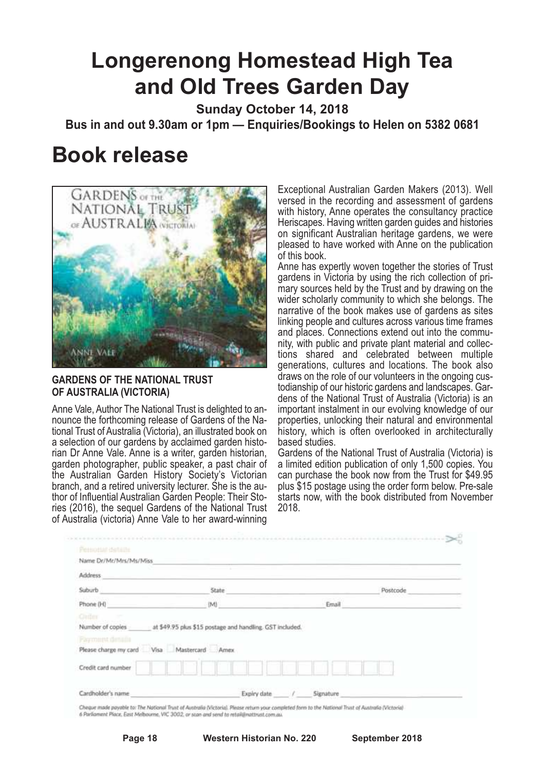# Longerenong Homestead High Tea and Old Trees Garden Day

**Sunday October 14, 2018**

**Bus in and out 9.30am or 1pm — Enquiries/Bookings to Helen on 5382 0681**

# Book release

### GARDENS OF THE NATIONAL TRUST OF AUSTRALIA (VICTORIA)

Anne Vale, Author The National Trust is delighted to announce the forthcoming release of Gardens of the National Trust of Australia (Victoria), an illustrated book on a selection of our gardens by acclaimed garden historian Dr Anne Vale. Anne is a writer, garden historian, garden photographer, public speaker, a past chair of the Australian Garden History Society's Victorian branch, and a retired university lecturer. She is the author of Influential Australian Garden People: Their Stories (2016), the sequel Gardens of the National Trust of Australia (victoria) Anne Vale to her award-winning Exceptional Australian Garden Makers (2013). Well versed in the recording and assessment of gardens with history, Anne operates the consultancy practice Heriscapes. Having written garden guides and histories on significant Australian heritage gardens, we were pleased to have worked with Anne on the publication of this book.

Anne has expertly woven together the stories of Trust gardens in Victoria by using the rich collection of primary sources held by the Trust and by drawing on the wider scholarly community to which she belongs. The narrative of the book makes use of gardens as sites linking people and cultures across various time frames and places. Connections extend out into the community, with public and private plant material and collections shared and celebrated between multiple generations, cultures and locations. The book also draws on the role of our volunteers in the ongoing custodianship of our historic gardens and landscapes. Gardens of the National Trust of Australia (Victoria) is an important instalment in our evolving knowledge of our properties, unlocking their natural and environmental history, which is often overlooked in architecturally based studies.

Gardens of the National Trust of Australia (Victoria) is a limited edition publication of only 1,500 copies. You can purchase the book now from the Trust for $49.95 plus $15 postage using the order form below. Pre-sale starts now, with the book distributed from November 2018.

Personal details

Name Dr/Mr/Mrs/Ms/Miss

Address

Suburb State Postcode

Phone (H) (M) Email

Order

Number of copies ______ at $49.95 plus $15 postage and handling. GST included.

Payment details

Please charge my card ☐ Visa ☐ Mastercard ☐ Amex

Credit card number

Cardholder's name Expiry date ____ / ____ Signature

Cheque made payable to: The National Trust of Australia (Victoria). Please return your completed form to the National Trust of Australia (Victoria) 6 Parliament Place, East Melbourne, VIC 3002, or scan and send to retail@nattrust.com.au.